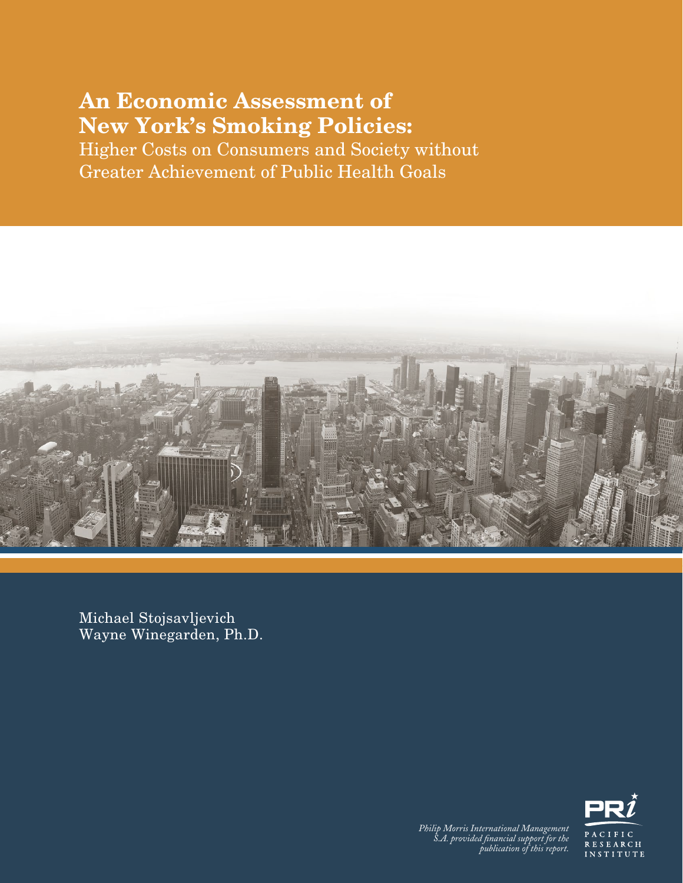# An Economic Assessment of New York's Smoking Policies:

Higher Costs on Consumers and Society without Greater Achievement of Public Health Goals

Michael Stojsavljevich
Wayne Winegarden, Ph.D.

*Philip Morris International Management S.A. provided financial support for the publication of this report.*

PACIFIC RESEARCH INSTITUTE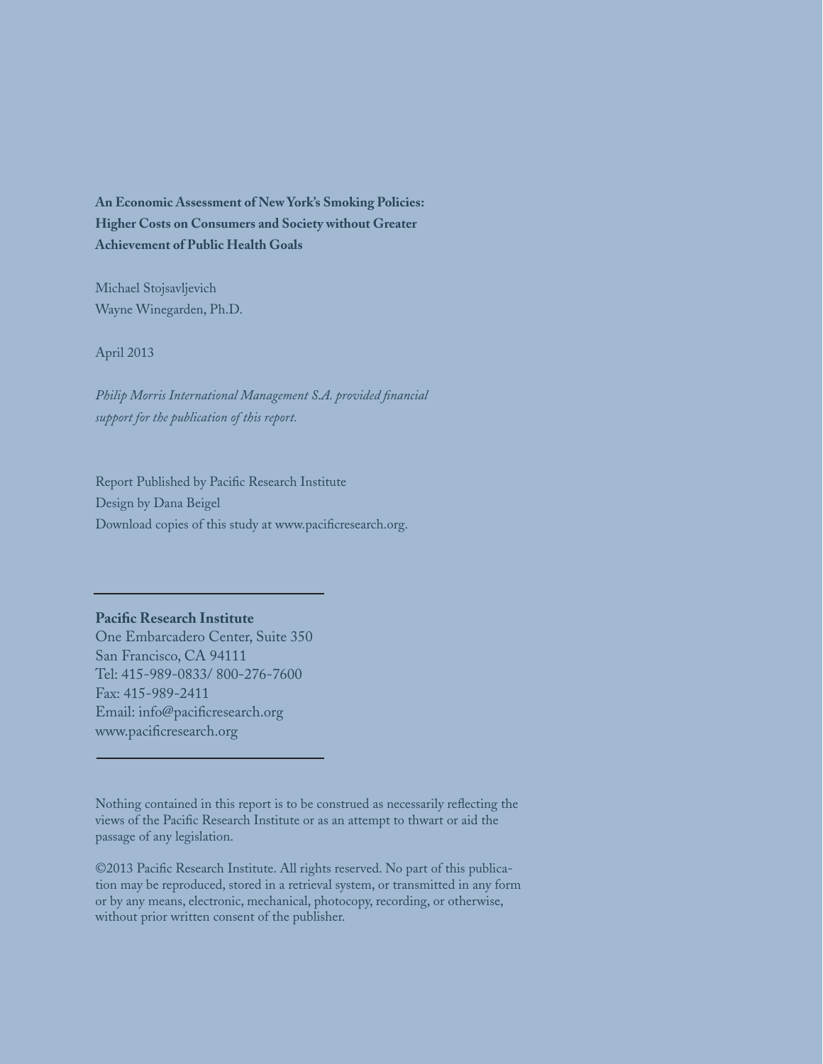**An Economic Assessment of New York's Smoking Policies: Higher Costs on Consumers and Society without Greater Achievement of Public Health Goals**

Michael Stojsavljevich
Wayne Winegarden, Ph.D.

April 2013

*Philip Morris International Management S.A. provided financial support for the publication of this report.*

Report Published by Pacific Research Institute
Design by Dana Beigel
Download copies of this study at www.pacificresearch.org.

---

**Pacific Research Institute**
One Embarcadero Center, Suite 350
San Francisco, CA 94111
Tel: 415-989-0833/ 800-276-7600
Fax: 415-989-2411
Email: info@pacificresearch.org
www.pacificresearch.org

---

Nothing contained in this report is to be construed as necessarily reflecting the views of the Pacific Research Institute or as an attempt to thwart or aid the passage of any legislation.

©2013 Pacific Research Institute. All rights reserved. No part of this publication may be reproduced, stored in a retrieval system, or transmitted in any form or by any means, electronic, mechanical, photocopy, recording, or otherwise, without prior written consent of the publisher.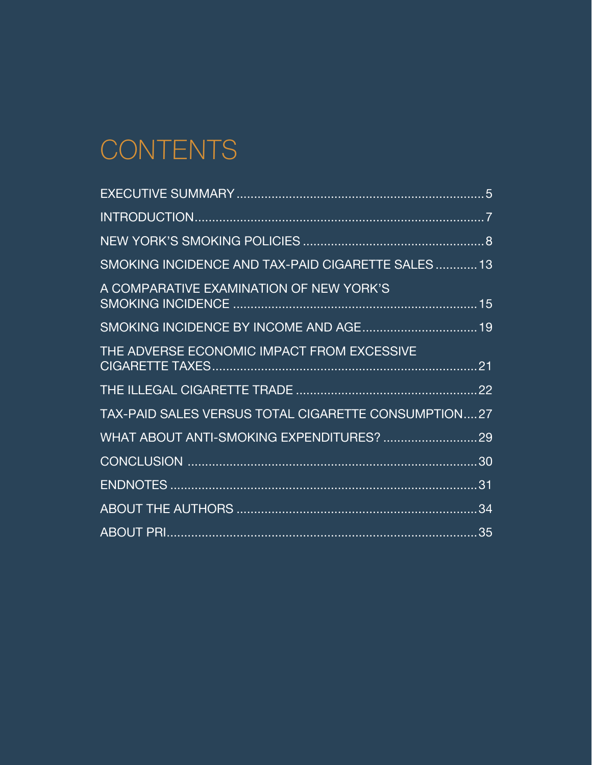# CONTENTS

| | |
|---|---|
| EXECUTIVE SUMMARY | 5 |
| INTRODUCTION | 7 |
| NEW YORK'S SMOKING POLICIES | 8 |
| SMOKING INCIDENCE AND TAX-PAID CIGARETTE SALES | 13 |
| A COMPARATIVE EXAMINATION OF NEW YORK'S SMOKING INCIDENCE | 15 |
| SMOKING INCIDENCE BY INCOME AND AGE | 19 |
| THE ADVERSE ECONOMIC IMPACT FROM EXCESSIVE CIGARETTE TAXES | 21 |
| THE ILLEGAL CIGARETTE TRADE | 22 |
| TAX-PAID SALES VERSUS TOTAL CIGARETTE CONSUMPTION | 27 |
| WHAT ABOUT ANTI-SMOKING EXPENDITURES? | 29 |
| CONCLUSION | 30 |
| ENDNOTES | 31 |
| ABOUT THE AUTHORS | 34 |
| ABOUT PRI | 35 |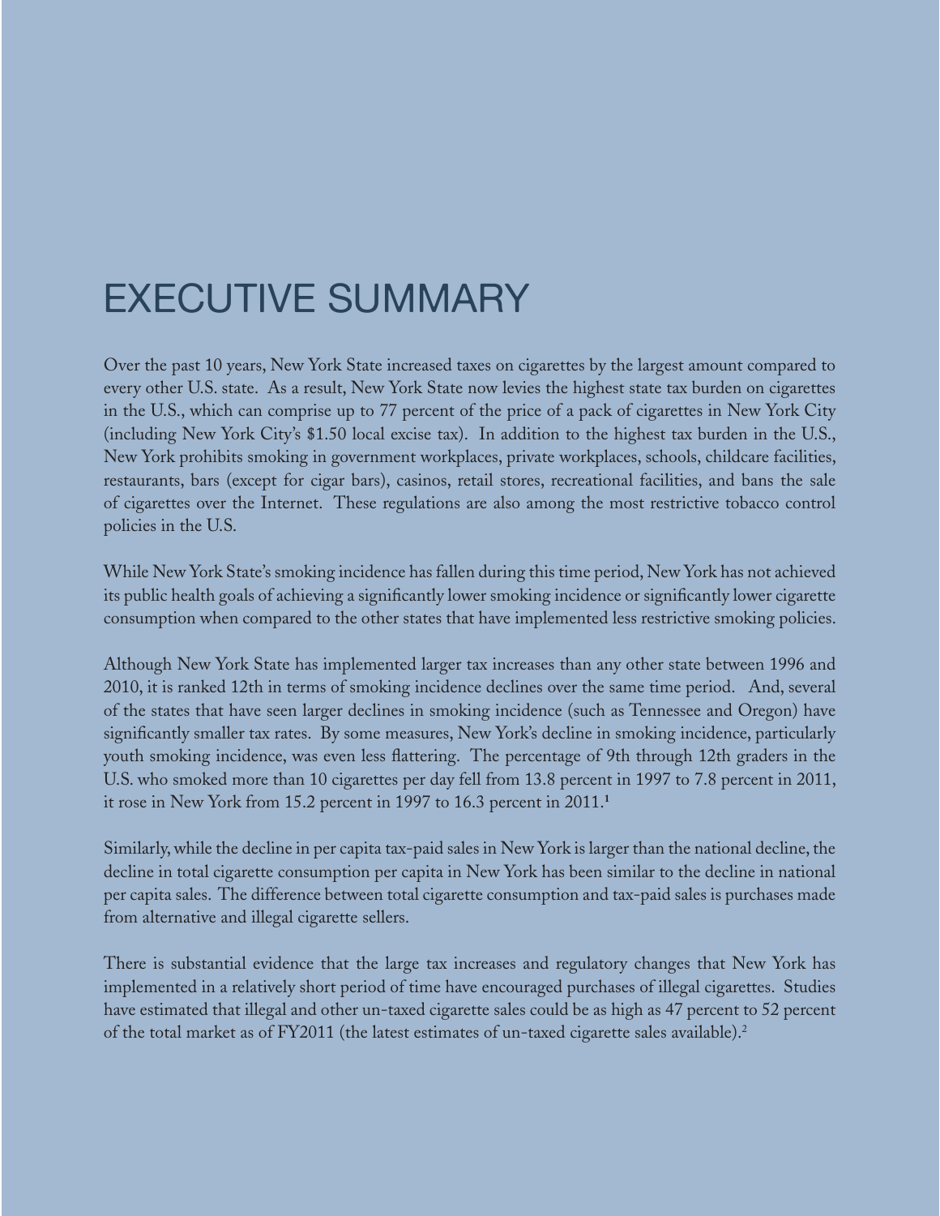# EXECUTIVE SUMMARY

Over the past 10 years, New York State increased taxes on cigarettes by the largest amount compared to every other U.S. state. As a result, New York State now levies the highest state tax burden on cigarettes in the U.S., which can comprise up to 77 percent of the price of a pack of cigarettes in New York City (including New York City's $1.50 local excise tax). In addition to the highest tax burden in the U.S., New York prohibits smoking in government workplaces, private workplaces, schools, childcare facilities, restaurants, bars (except for cigar bars), casinos, retail stores, recreational facilities, and bans the sale of cigarettes over the Internet. These regulations are also among the most restrictive tobacco control policies in the U.S.

While New York State's smoking incidence has fallen during this time period, New York has not achieved its public health goals of achieving a significantly lower smoking incidence or significantly lower cigarette consumption when compared to the other states that have implemented less restrictive smoking policies.

Although New York State has implemented larger tax increases than any other state between 1996 and 2010, it is ranked 12th in terms of smoking incidence declines over the same time period. And, several of the states that have seen larger declines in smoking incidence (such as Tennessee and Oregon) have significantly smaller tax rates. By some measures, New York's decline in smoking incidence, particularly youth smoking incidence, was even less flattering. The percentage of 9th through 12th graders in the U.S. who smoked more than 10 cigarettes per day fell from 13.8 percent in 1997 to 7.8 percent in 2011, it rose in New York from 15.2 percent in 1997 to 16.3 percent in 2011.[1]

Similarly, while the decline in per capita tax-paid sales in New York is larger than the national decline, the decline in total cigarette consumption per capita in New York has been similar to the decline in national per capita sales. The difference between total cigarette consumption and tax-paid sales is purchases made from alternative and illegal cigarette sellers.

There is substantial evidence that the large tax increases and regulatory changes that New York has implemented in a relatively short period of time have encouraged purchases of illegal cigarettes. Studies have estimated that illegal and other un-taxed cigarette sales could be as high as 47 percent to 52 percent of the total market as of FY2011 (the latest estimates of un-taxed cigarette sales available).[2]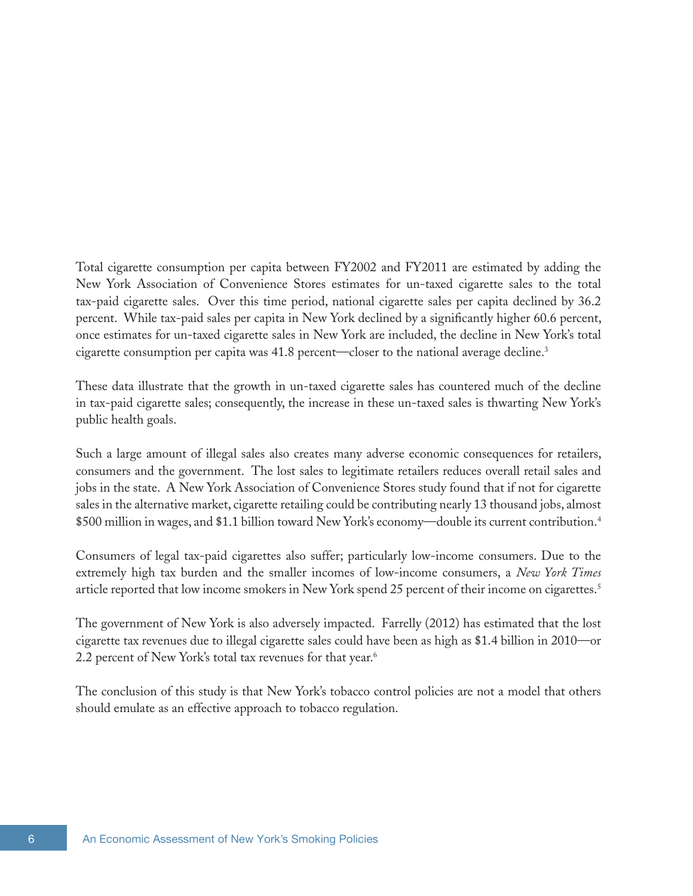Total cigarette consumption per capita between FY2002 and FY2011 are estimated by adding the New York Association of Convenience Stores estimates for un-taxed cigarette sales to the total tax-paid cigarette sales. Over this time period, national cigarette sales per capita declined by 36.2 percent. While tax-paid sales per capita in New York declined by a significantly higher 60.6 percent, once estimates for un-taxed cigarette sales in New York are included, the decline in New York's total cigarette consumption per capita was 41.8 percent—closer to the national average decline.[3]

These data illustrate that the growth in un-taxed cigarette sales has countered much of the decline in tax-paid cigarette sales; consequently, the increase in these un-taxed sales is thwarting New York's public health goals.

Such a large amount of illegal sales also creates many adverse economic consequences for retailers, consumers and the government. The lost sales to legitimate retailers reduces overall retail sales and jobs in the state. A New York Association of Convenience Stores study found that if not for cigarette sales in the alternative market, cigarette retailing could be contributing nearly 13 thousand jobs, almost $500 million in wages, and $1.1 billion toward New York's economy—double its current contribution.[4]

Consumers of legal tax-paid cigarettes also suffer; particularly low-income consumers. Due to the extremely high tax burden and the smaller incomes of low-income consumers, a *New York Times* article reported that low income smokers in New York spend 25 percent of their income on cigarettes.[5]

The government of New York is also adversely impacted. Farrelly (2012) has estimated that the lost cigarette tax revenues due to illegal cigarette sales could have been as high as $1.4 billion in 2010—or 2.2 percent of New York's total tax revenues for that year.[6]

The conclusion of this study is that New York's tobacco control policies are not a model that others should emulate as an effective approach to tobacco regulation.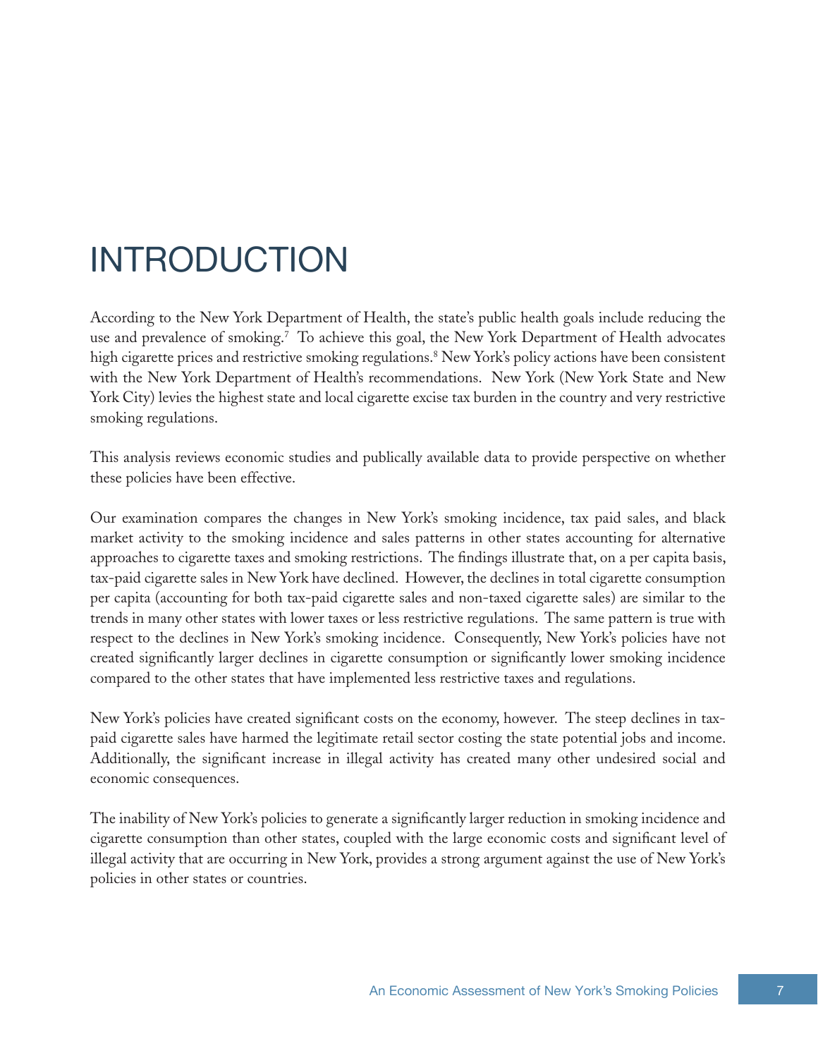# INTRODUCTION

According to the New York Department of Health, the state's public health goals include reducing the use and prevalence of smoking.[7] To achieve this goal, the New York Department of Health advocates high cigarette prices and restrictive smoking regulations.[8] New York's policy actions have been consistent with the New York Department of Health's recommendations. New York (New York State and New York City) levies the highest state and local cigarette excise tax burden in the country and very restrictive smoking regulations.

This analysis reviews economic studies and publically available data to provide perspective on whether these policies have been effective.

Our examination compares the changes in New York's smoking incidence, tax paid sales, and black market activity to the smoking incidence and sales patterns in other states accounting for alternative approaches to cigarette taxes and smoking restrictions. The findings illustrate that, on a per capita basis, tax-paid cigarette sales in New York have declined. However, the declines in total cigarette consumption per capita (accounting for both tax-paid cigarette sales and non-taxed cigarette sales) are similar to the trends in many other states with lower taxes or less restrictive regulations. The same pattern is true with respect to the declines in New York's smoking incidence. Consequently, New York's policies have not created significantly larger declines in cigarette consumption or significantly lower smoking incidence compared to the other states that have implemented less restrictive taxes and regulations.

New York's policies have created significant costs on the economy, however. The steep declines in tax-paid cigarette sales have harmed the legitimate retail sector costing the state potential jobs and income. Additionally, the significant increase in illegal activity has created many other undesired social and economic consequences.

The inability of New York's policies to generate a significantly larger reduction in smoking incidence and cigarette consumption than other states, coupled with the large economic costs and significant level of illegal activity that are occurring in New York, provides a strong argument against the use of New York's policies in other states or countries.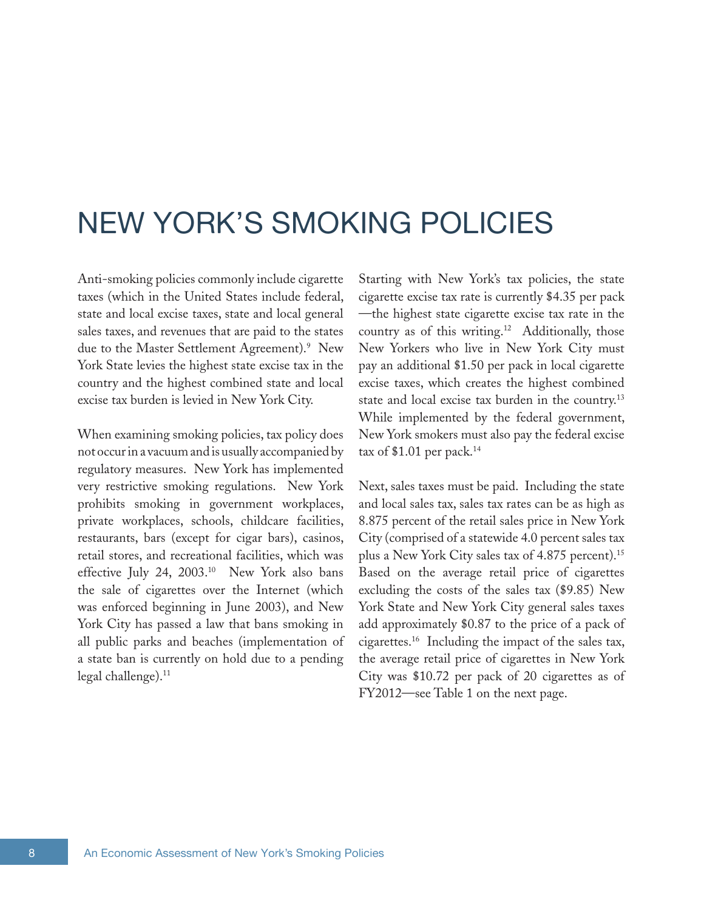# NEW YORK'S SMOKING POLICIES

Anti-smoking policies commonly include cigarette taxes (which in the United States include federal, state and local excise taxes, state and local general sales taxes, and revenues that are paid to the states due to the Master Settlement Agreement).[9] New York State levies the highest state excise tax in the country and the highest combined state and local excise tax burden is levied in New York City.

When examining smoking policies, tax policy does not occur in a vacuum and is usually accompanied by regulatory measures. New York has implemented very restrictive smoking regulations. New York prohibits smoking in government workplaces, private workplaces, schools, childcare facilities, restaurants, bars (except for cigar bars), casinos, retail stores, and recreational facilities, which was effective July 24, 2003.[10] New York also bans the sale of cigarettes over the Internet (which was enforced beginning in June 2003), and New York City has passed a law that bans smoking in all public parks and beaches (implementation of a state ban is currently on hold due to a pending legal challenge).[11]

Starting with New York's tax policies, the state cigarette excise tax rate is currently $4.35 per pack —the highest state cigarette excise tax rate in the country as of this writing.[12] Additionally, those New Yorkers who live in New York City must pay an additional $1.50 per pack in local cigarette excise taxes, which creates the highest combined state and local excise tax burden in the country.[13] While implemented by the federal government, New York smokers must also pay the federal excise tax of $1.01 per pack.[14]

Next, sales taxes must be paid. Including the state and local sales tax, sales tax rates can be as high as 8.875 percent of the retail sales price in New York City (comprised of a statewide 4.0 percent sales tax plus a New York City sales tax of 4.875 percent).[15] Based on the average retail price of cigarettes excluding the costs of the sales tax ($9.85) New York State and New York City general sales taxes add approximately $0.87 to the price of a pack of cigarettes.[16] Including the impact of the sales tax, the average retail price of cigarettes in New York City was $10.72 per pack of 20 cigarettes as of FY2012—see Table 1 on the next page.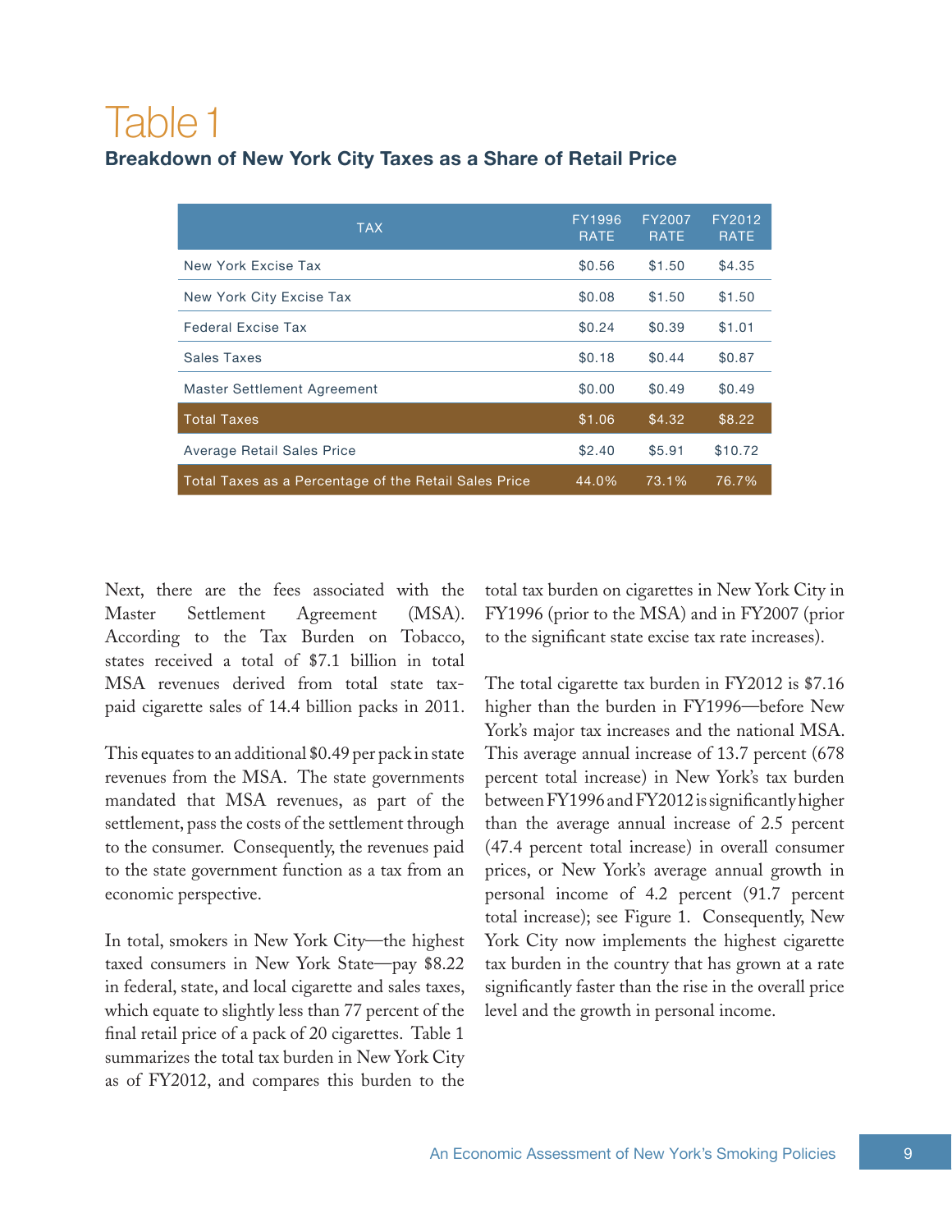# Table 1

## Breakdown of New York City Taxes as a Share of Retail Price

| TAX | FY1996 RATE | FY2007 RATE | FY2012 RATE |
|---|---|---|---|
| New York Excise Tax | $0.56 | $1.50 | $4.35 |
| New York City Excise Tax | $0.08 | $1.50 | $1.50 |
| Federal Excise Tax | $0.24 | $0.39 | $1.01 |
| Sales Taxes | $0.18 | $0.44 | $0.87 |
| Master Settlement Agreement | $0.00 | $0.49 | $0.49 |
| Total Taxes | $1.06 | $4.32 | $8.22 |
| Average Retail Sales Price | $2.40 | $5.91 | $10.72 |
| Total Taxes as a Percentage of the Retail Sales Price | 44.0% | 73.1% | 76.7% |

Next, there are the fees associated with the Master Settlement Agreement (MSA). According to the Tax Burden on Tobacco, states received a total of $7.1 billion in total MSA revenues derived from total state tax-paid cigarette sales of 14.4 billion packs in 2011.

This equates to an additional $0.49 per pack in state revenues from the MSA. The state governments mandated that MSA revenues, as part of the settlement, pass the costs of the settlement through to the consumer. Consequently, the revenues paid to the state government function as a tax from an economic perspective.

In total, smokers in New York City—the highest taxed consumers in New York State—pay $8.22 in federal, state, and local cigarette and sales taxes, which equate to slightly less than 77 percent of the final retail price of a pack of 20 cigarettes. Table 1 summarizes the total tax burden in New York City as of FY2012, and compares this burden to the total tax burden on cigarettes in New York City in FY1996 (prior to the MSA) and in FY2007 (prior to the significant state excise tax rate increases).

The total cigarette tax burden in FY2012 is $7.16 higher than the burden in FY1996—before New York's major tax increases and the national MSA. This average annual increase of 13.7 percent (678 percent total increase) in New York's tax burden between FY1996 and FY2012 is significantly higher than the average annual increase of 2.5 percent (47.4 percent total increase) in overall consumer prices, or New York's average annual growth in personal income of 4.2 percent (91.7 percent total increase); see Figure 1. Consequently, New York City now implements the highest cigarette tax burden in the country that has grown at a rate significantly faster than the rise in the overall price level and the growth in personal income.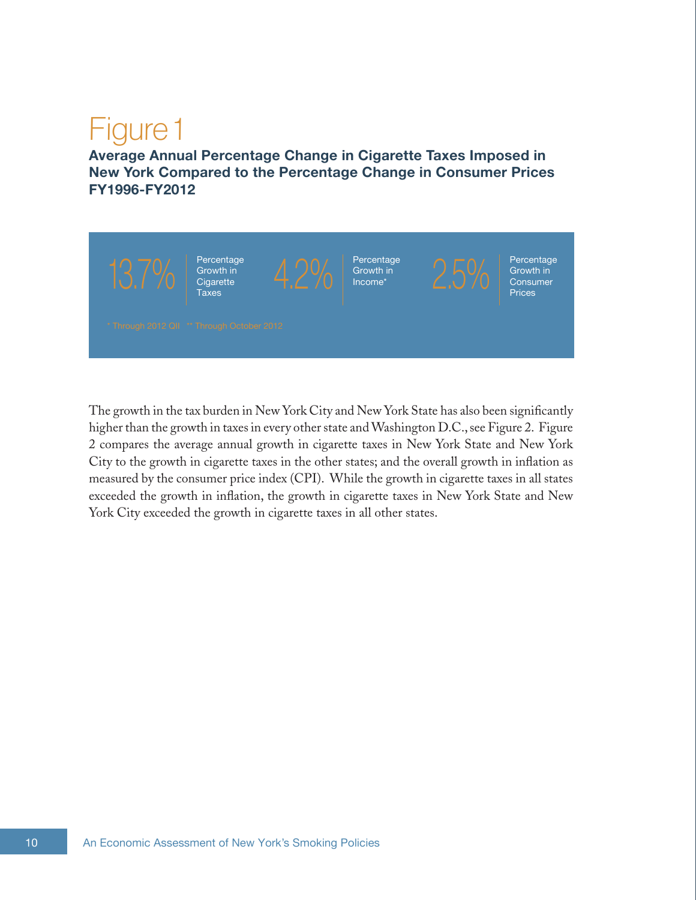# Figure 1

**Average Annual Percentage Change in Cigarette Taxes Imposed in New York Compared to the Percentage Change in Consumer Prices FY1996-FY2012**

| 13.7% | 4.2% | 2.5% |
| --- | --- | --- |
| Percentage Growth in Cigarette Taxes | Percentage Growth in Income* | Percentage Growth in Consumer Prices |

\* Through 2012 QII ** Through October 2012

The growth in the tax burden in New York City and New York State has also been significantly higher than the growth in taxes in every other state and Washington D.C., see Figure 2. Figure 2 compares the average annual growth in cigarette taxes in New York State and New York City to the growth in cigarette taxes in the other states; and the overall growth in inflation as measured by the consumer price index (CPI). While the growth in cigarette taxes in all states exceeded the growth in inflation, the growth in cigarette taxes in New York State and New York City exceeded the growth in cigarette taxes in all other states.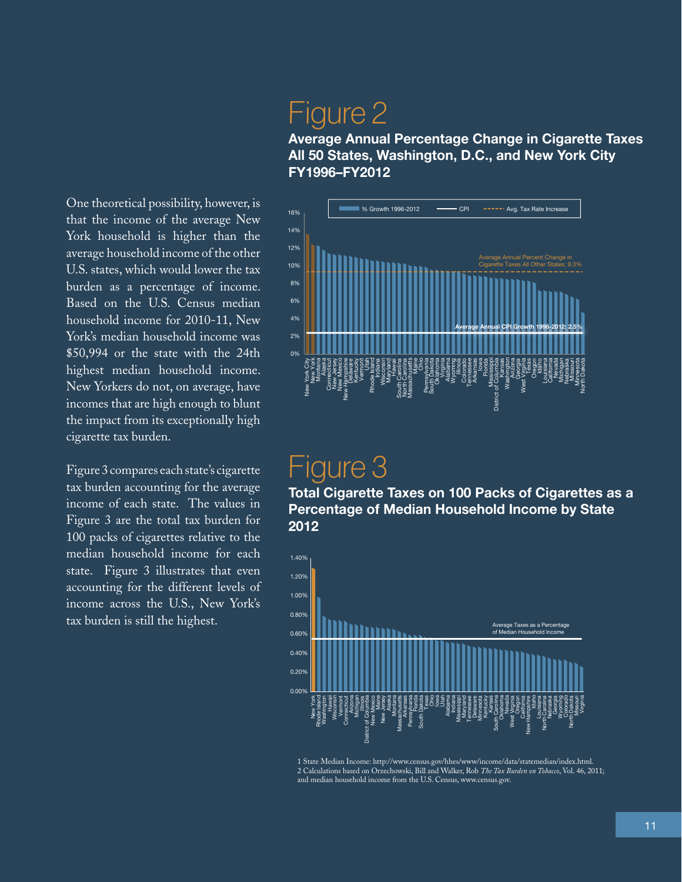One theoretical possibility, however, is that the income of the average New York household is higher than the average household income of the other U.S. states, which would lower the tax burden as a percentage of income. Based on the U.S. Census median household income for 2010-11, New York's median household income was $50,994 or the state with the 24th highest median household income. New Yorkers do not, on average, have incomes that are high enough to blunt the impact from its exceptionally high cigarette tax burden.

Figure 3 compares each state's cigarette tax burden accounting for the average income of each state. The values in Figure 3 are the total tax burden for 100 packs of cigarettes relative to the median household income for each state. Figure 3 illustrates that even accounting for the different levels of income across the U.S., New York's tax burden is still the highest.

# Figure 2

**Average Annual Percentage Change in Cigarette Taxes All 50 States, Washington, D.C., and New York City FY1996–FY2012**

# Figure 3

**Total Cigarette Taxes on 100 Packs of Cigarettes as a Percentage of Median Household Income by State 2012**

1 State Median Income: http://www.census.gov/hhes/www/income/data/statemedian/index.html.
2 Calculations based on Orzechowski, Bill and Walker, Rob *The Tax Burden on Tobacco*, Vol. 46, 2011; and median household income from the U.S. Census, www.census.gov.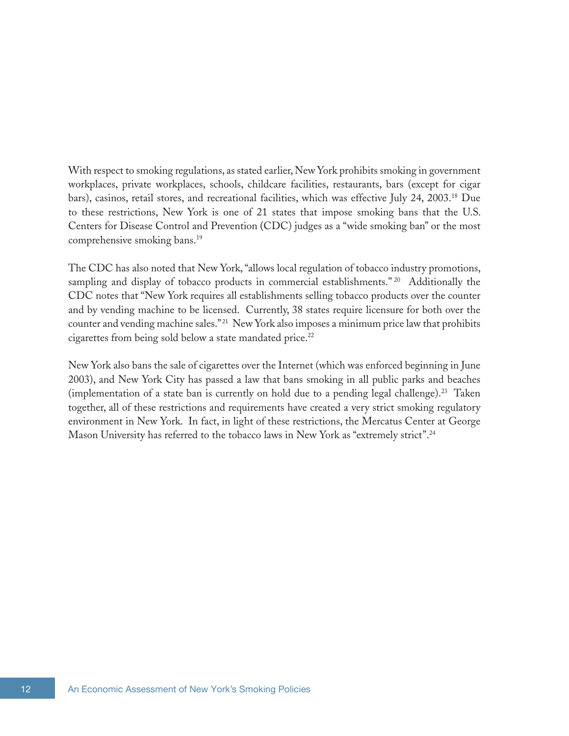With respect to smoking regulations, as stated earlier, New York prohibits smoking in government workplaces, private workplaces, schools, childcare facilities, restaurants, bars (except for cigar bars), casinos, retail stores, and recreational facilities, which was effective July 24, 2003.[18] Due to these restrictions, New York is one of 21 states that impose smoking bans that the U.S. Centers for Disease Control and Prevention (CDC) judges as a "wide smoking ban" or the most comprehensive smoking bans.[19]

The CDC has also noted that New York, "allows local regulation of tobacco industry promotions, sampling and display of tobacco products in commercial establishments." [20] Additionally the CDC notes that "New York requires all establishments selling tobacco products over the counter and by vending machine to be licensed. Currently, 38 states require licensure for both over the counter and vending machine sales."[21] New York also imposes a minimum price law that prohibits cigarettes from being sold below a state mandated price.[22]

New York also bans the sale of cigarettes over the Internet (which was enforced beginning in June 2003), and New York City has passed a law that bans smoking in all public parks and beaches (implementation of a state ban is currently on hold due to a pending legal challenge).[23] Taken together, all of these restrictions and requirements have created a very strict smoking regulatory environment in New York. In fact, in light of these restrictions, the Mercatus Center at George Mason University has referred to the tobacco laws in New York as "extremely strict".[24]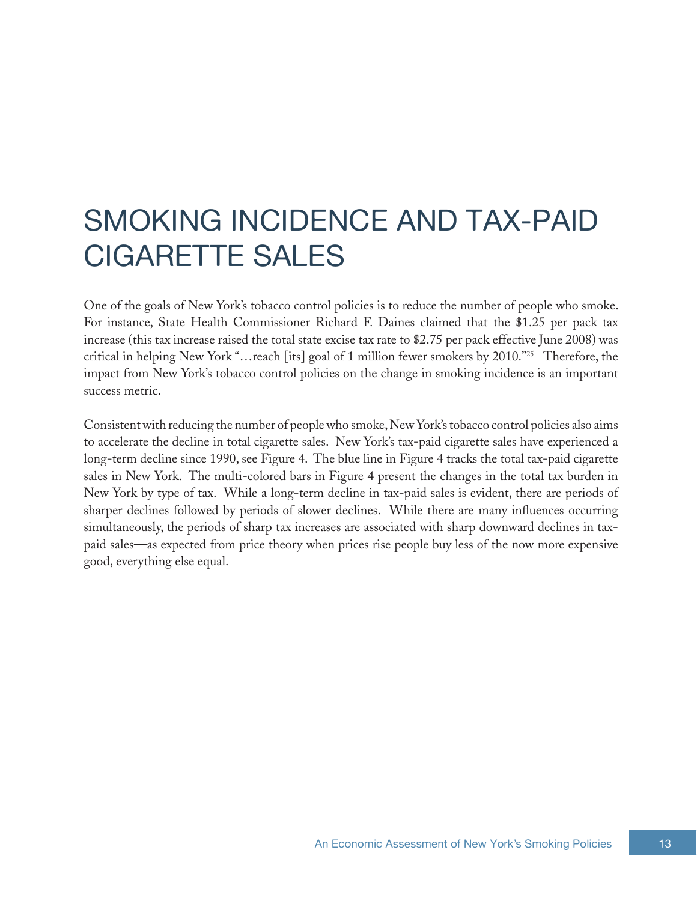# SMOKING INCIDENCE AND TAX-PAID CIGARETTE SALES

One of the goals of New York's tobacco control policies is to reduce the number of people who smoke. For instance, State Health Commissioner Richard F. Daines claimed that the $1.25 per pack tax increase (this tax increase raised the total state excise tax rate to $2.75 per pack effective June 2008) was critical in helping New York "…reach [its] goal of 1 million fewer smokers by 2010."[25] Therefore, the impact from New York's tobacco control policies on the change in smoking incidence is an important success metric.

Consistent with reducing the number of people who smoke, New York's tobacco control policies also aims to accelerate the decline in total cigarette sales. New York's tax-paid cigarette sales have experienced a long-term decline since 1990, see Figure 4. The blue line in Figure 4 tracks the total tax-paid cigarette sales in New York. The multi-colored bars in Figure 4 present the changes in the total tax burden in New York by type of tax. While a long-term decline in tax-paid sales is evident, there are periods of sharper declines followed by periods of slower declines. While there are many influences occurring simultaneously, the periods of sharp tax increases are associated with sharp downward declines in tax-paid sales—as expected from price theory when prices rise people buy less of the now more expensive good, everything else equal.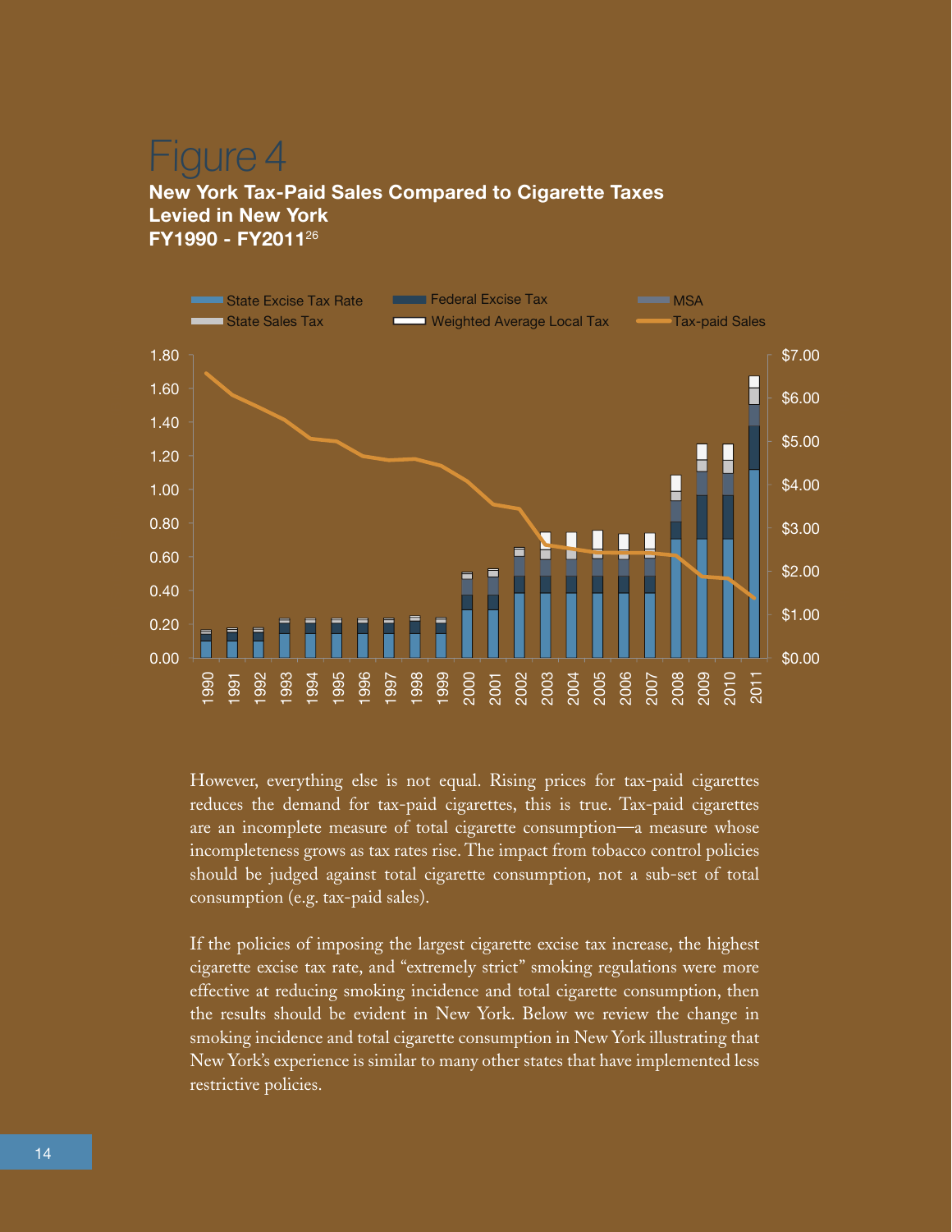# Figure 4

**New York Tax-Paid Sales Compared to Cigarette Taxes Levied in New York FY1990 - FY2011**[26]

However, everything else is not equal. Rising prices for tax-paid cigarettes reduces the demand for tax-paid cigarettes, this is true. Tax-paid cigarettes are an incomplete measure of total cigarette consumption—a measure whose incompleteness grows as tax rates rise. The impact from tobacco control policies should be judged against total cigarette consumption, not a sub-set of total consumption (e.g. tax-paid sales).

If the policies of imposing the largest cigarette excise tax increase, the highest cigarette excise tax rate, and "extremely strict" smoking regulations were more effective at reducing smoking incidence and total cigarette consumption, then the results should be evident in New York. Below we review the change in smoking incidence and total cigarette consumption in New York illustrating that New York's experience is similar to many other states that have implemented less restrictive policies.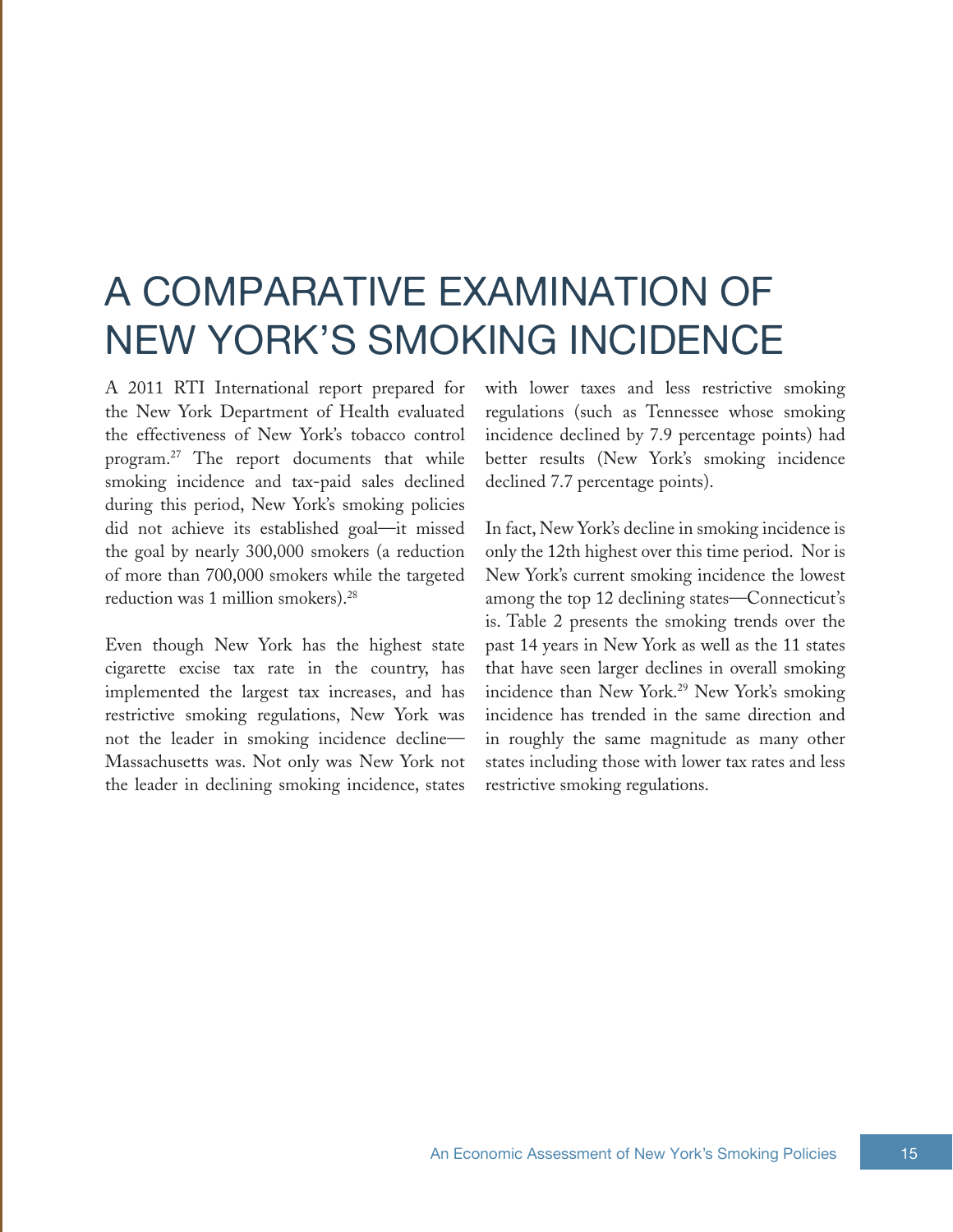# A COMPARATIVE EXAMINATION OF NEW YORK'S SMOKING INCIDENCE

A 2011 RTI International report prepared for the New York Department of Health evaluated the effectiveness of New York's tobacco control program.[27] The report documents that while smoking incidence and tax-paid sales declined during this period, New York's smoking policies did not achieve its established goal—it missed the goal by nearly 300,000 smokers (a reduction of more than 700,000 smokers while the targeted reduction was 1 million smokers).[28]

Even though New York has the highest state cigarette excise tax rate in the country, has implemented the largest tax increases, and has restrictive smoking regulations, New York was not the leader in smoking incidence decline—Massachusetts was. Not only was New York not the leader in declining smoking incidence, states with lower taxes and less restrictive smoking regulations (such as Tennessee whose smoking incidence declined by 7.9 percentage points) had better results (New York's smoking incidence declined 7.7 percentage points).

In fact, New York's decline in smoking incidence is only the 12th highest over this time period. Nor is New York's current smoking incidence the lowest among the top 12 declining states—Connecticut's is. Table 2 presents the smoking trends over the past 14 years in New York as well as the 11 states that have seen larger declines in overall smoking incidence than New York.[29] New York's smoking incidence has trended in the same direction and in roughly the same magnitude as many other states including those with lower tax rates and less restrictive smoking regulations.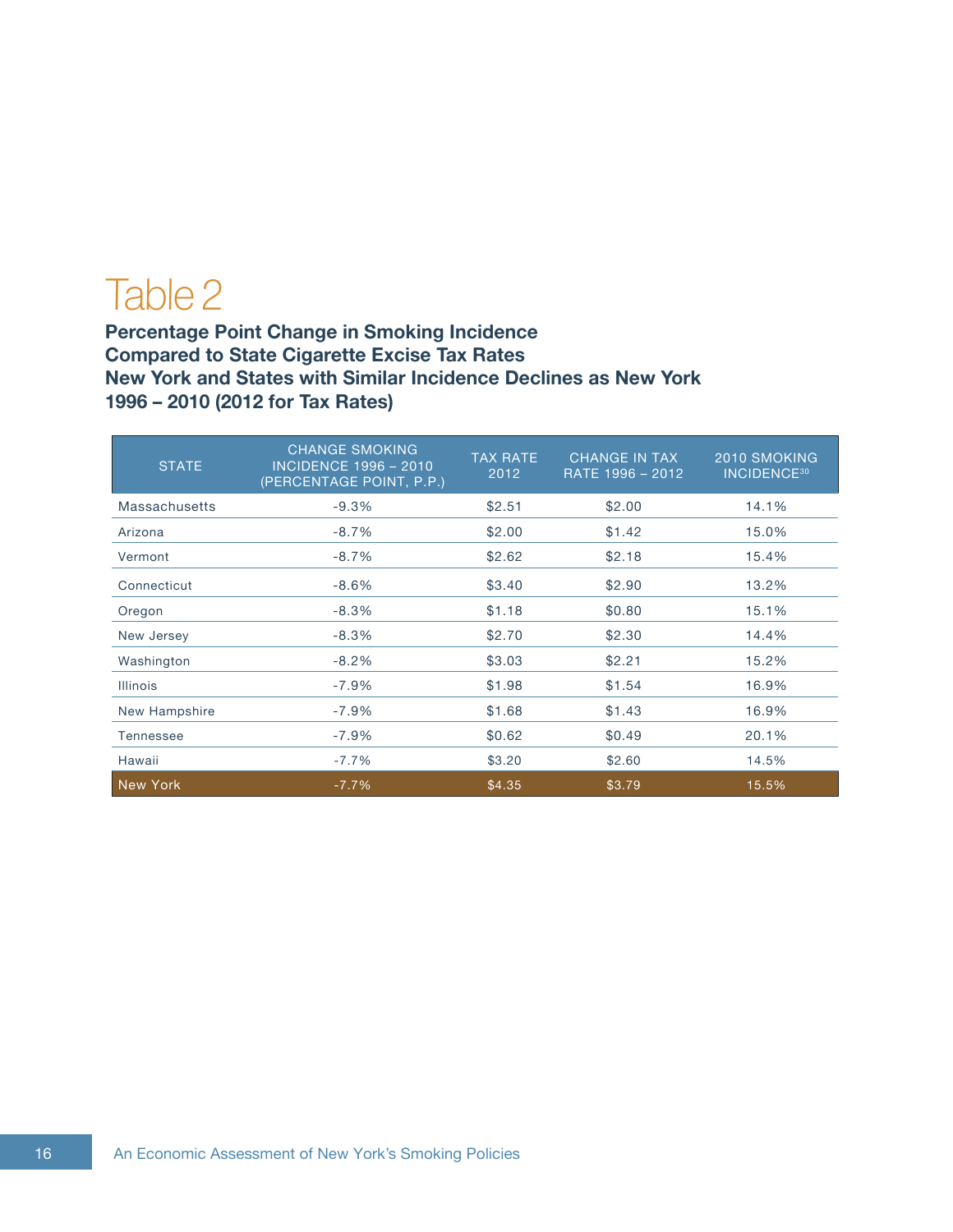# Table 2

**Percentage Point Change in Smoking Incidence Compared to State Cigarette Excise Tax Rates New York and States with Similar Incidence Declines as New York 1996 – 2010 (2012 for Tax Rates)**

| STATE | CHANGE SMOKING INCIDENCE 1996 – 2010 (PERCENTAGE POINT, P.P.) | TAX RATE 2012 | CHANGE IN TAX RATE 1996 – 2012 | 2010 SMOKING INCIDENCE[30] |
|---|---|---|---|---|
| Massachusetts | -9.3% | $2.51 | $2.00 | 14.1% |
| Arizona | -8.7% | $2.00 | $1.42 | 15.0% |
| Vermont | -8.7% | $2.62 | $2.18 | 15.4% |
| Connecticut | -8.6% | $3.40 | $2.90 | 13.2% |
| Oregon | -8.3% | $1.18 | $0.80 | 15.1% |
| New Jersey | -8.3% | $2.70 | $2.30 | 14.4% |
| Washington | -8.2% | $3.03 | $2.21 | 15.2% |
| Illinois | -7.9% | $1.98 | $1.54 | 16.9% |
| New Hampshire | -7.9% | $1.68 | $1.43 | 16.9% |
| Tennessee | -7.9% | $0.62 | $0.49 | 20.1% |
| Hawaii | -7.7% | $3.20 | $2.60 | 14.5% |
| New York | -7.7% | $4.35 | $3.79 | 15.5% |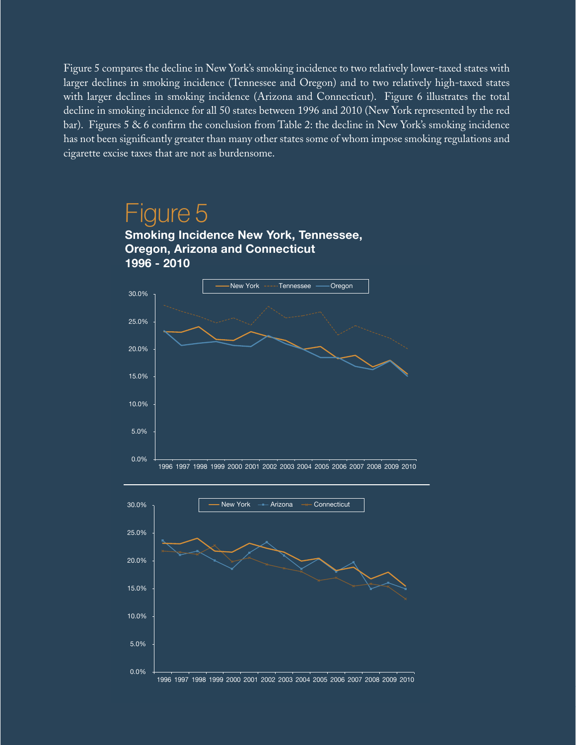Figure 5 compares the decline in New York's smoking incidence to two relatively lower-taxed states with larger declines in smoking incidence (Tennessee and Oregon) and to two relatively high-taxed states with larger declines in smoking incidence (Arizona and Connecticut). Figure 6 illustrates the total decline in smoking incidence for all 50 states between 1996 and 2010 (New York represented by the red bar). Figures 5 & 6 confirm the conclusion from Table 2: the decline in New York's smoking incidence has not been significantly greater than many other states some of whom impose smoking regulations and cigarette excise taxes that are not as burdensome.

## Figure 5

**Smoking Incidence New York, Tennessee, Oregon, Arizona and Connecticut 1996 - 2010**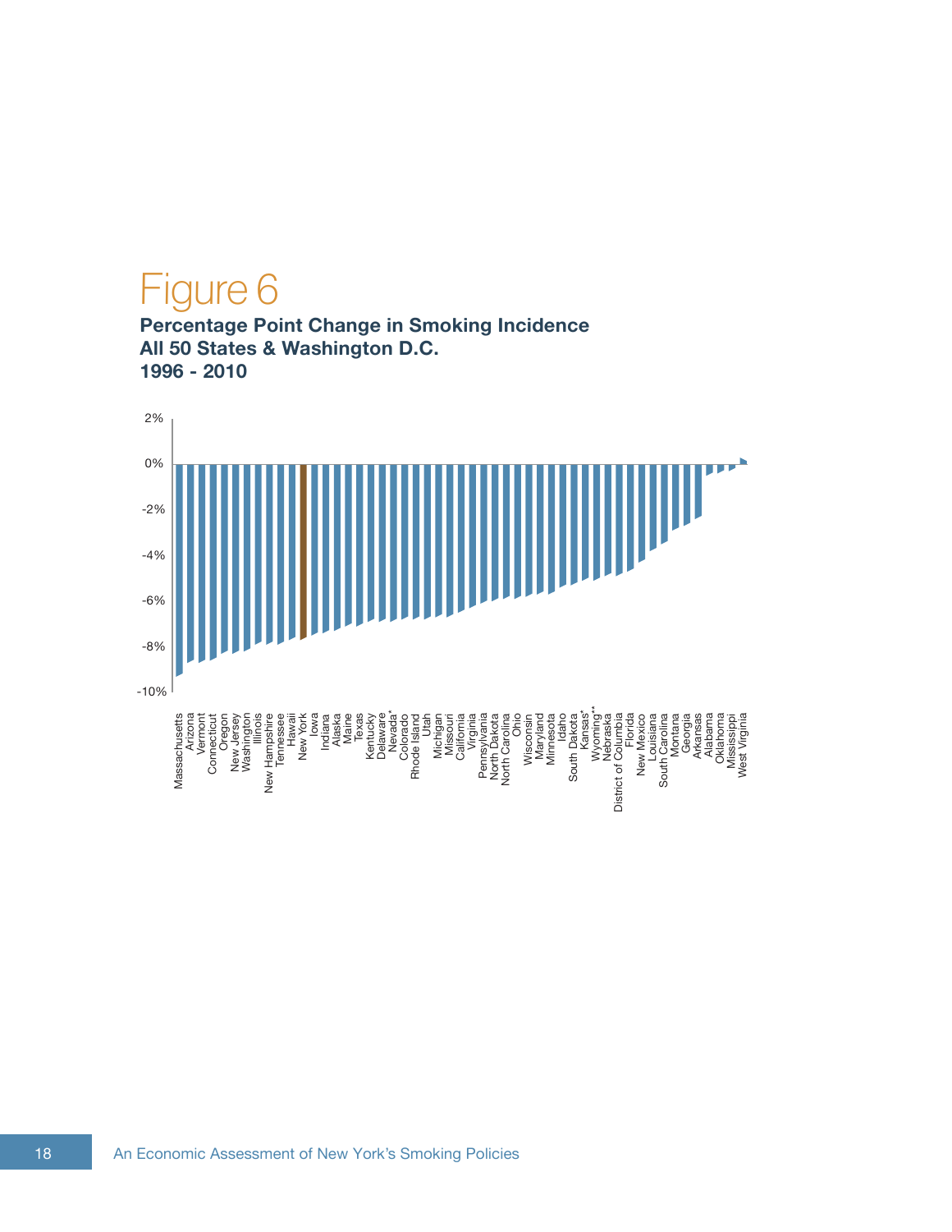# Figure 6

**Percentage Point Change in Smoking Incidence**
**All 50 States & Washington D.C.**
**1996 - 2010**

2%
0%
-2%
-4%
-6%
-8%
-10%

Massachusetts, Arizona, Vermont, Connecticut, Oregon, New Jersey, Washington, Illinois, New Hampshire, Tennessee, Hawaii, New York, Iowa, Indiana, Alaska, Maine, Texas, Kentucky, Delaware, Nevada*, Colorado, Rhode Island, Utah, Michigan, Missouri, California, Virginia, Pennsylvania, North Dakota, North Carolina, Ohio, Wisconsin, Maryland, Minnesota, Idaho, South Dakota, Kansas*, Wyoming**, Nebraska, District of Columbia, Florida, New Mexico, Louisiana, South Carolina, Montana, Georgia, Arkansas, Alabama, Oklahoma, Mississippi, West Virginia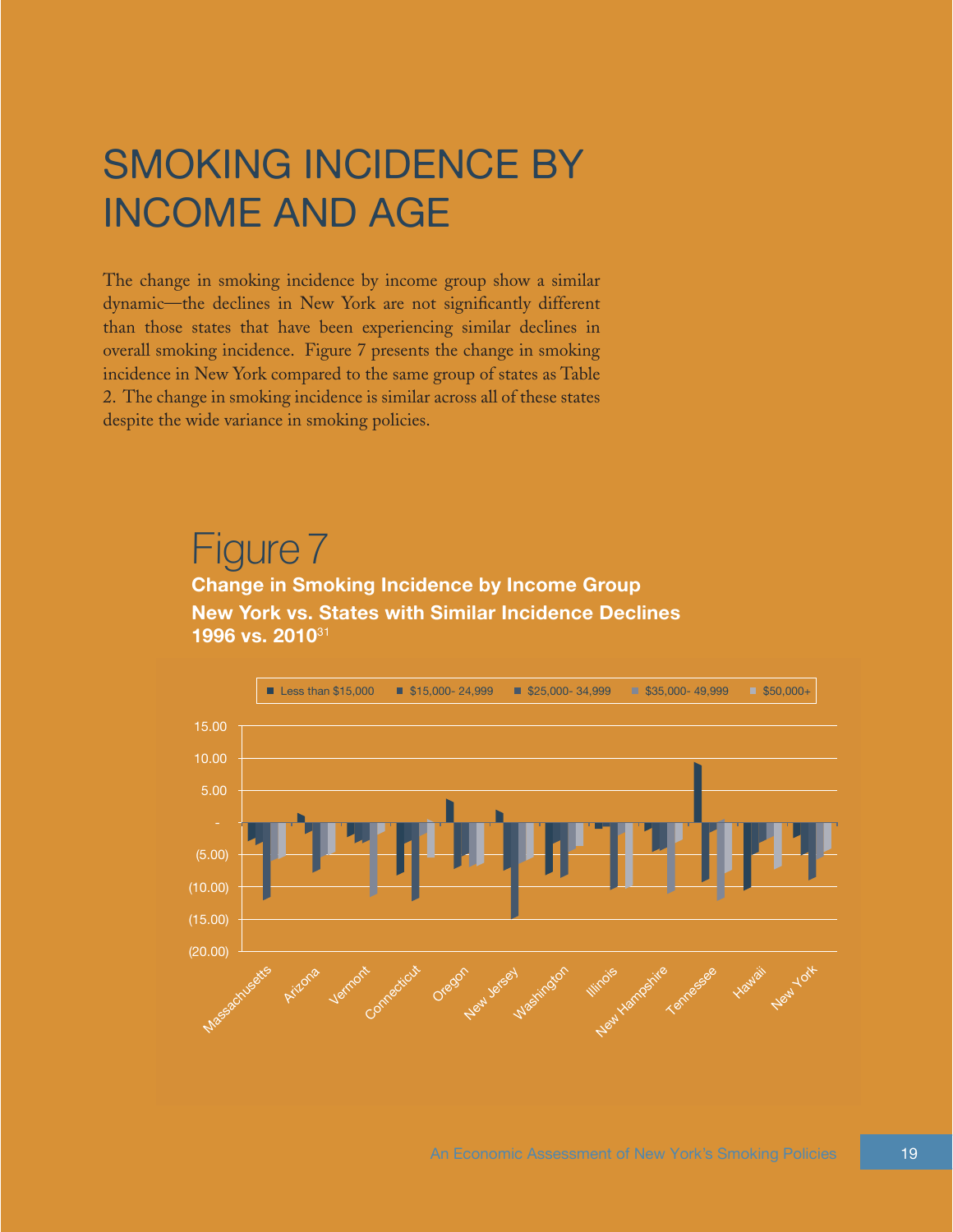# SMOKING INCIDENCE BY INCOME AND AGE

The change in smoking incidence by income group show a similar dynamic—the declines in New York are not significantly different than those states that have been experiencing similar declines in overall smoking incidence. Figure 7 presents the change in smoking incidence in New York compared to the same group of states as Table 2. The change in smoking incidence is similar across all of these states despite the wide variance in smoking policies.

## Figure 7

**Change in Smoking Incidence by Income Group**
**New York vs. States with Similar Incidence Declines**
**1996 vs. 2010**[31]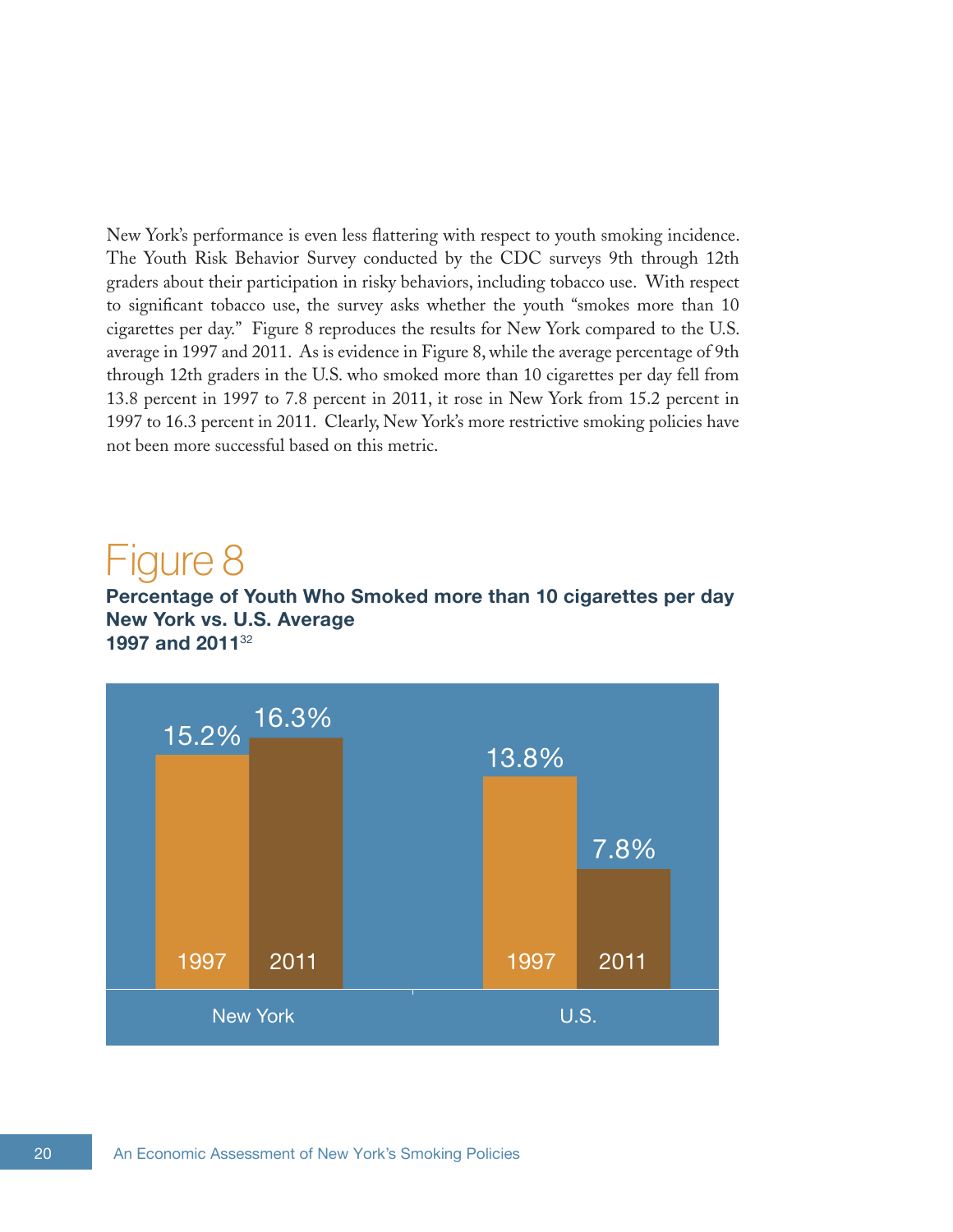New York's performance is even less flattering with respect to youth smoking incidence. The Youth Risk Behavior Survey conducted by the CDC surveys 9th through 12th graders about their participation in risky behaviors, including tobacco use. With respect to significant tobacco use, the survey asks whether the youth "smokes more than 10 cigarettes per day." Figure 8 reproduces the results for New York compared to the U.S. average in 1997 and 2011. As is evidence in Figure 8, while the average percentage of 9th through 12th graders in the U.S. who smoked more than 10 cigarettes per day fell from 13.8 percent in 1997 to 7.8 percent in 2011, it rose in New York from 15.2 percent in 1997 to 16.3 percent in 2011. Clearly, New York's more restrictive smoking policies have not been more successful based on this metric.

# Figure 8

**Percentage of Youth Who Smoked more than 10 cigarettes per day**
**New York vs. U.S. Average**
**1997 and 2011**[32]

| | 1997 | 2011 |
|---|---|---|
| New York | 15.2% | 16.3% |
| U.S. | 13.8% | 7.8% |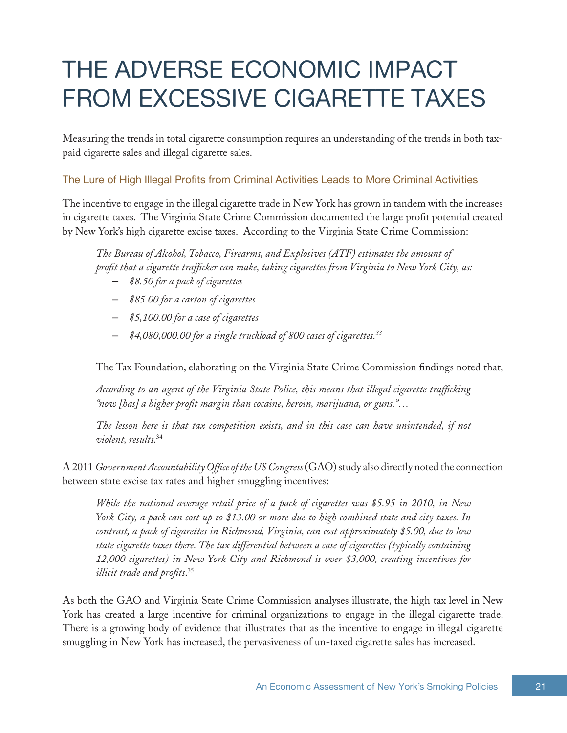# THE ADVERSE ECONOMIC IMPACT FROM EXCESSIVE CIGARETTE TAXES

Measuring the trends in total cigarette consumption requires an understanding of the trends in both tax-paid cigarette sales and illegal cigarette sales.

## The Lure of High Illegal Profits from Criminal Activities Leads to More Criminal Activities

The incentive to engage in the illegal cigarette trade in New York has grown in tandem with the increases in cigarette taxes. The Virginia State Crime Commission documented the large profit potential created by New York's high cigarette excise taxes. According to the Virginia State Crime Commission:

> *The Bureau of Alcohol, Tobacco, Firearms, and Explosives (ATF) estimates the amount of profit that a cigarette trafficker can make, taking cigarettes from Virginia to New York City, as:*
>
> – *$8.50 for a pack of cigarettes*
>
> – *$85.00 for a carton of cigarettes*
>
> – *$5,100.00 for a case of cigarettes*
>
> – *$4,080,000.00 for a single truckload of 800 cases of cigarettes.*[33]

The Tax Foundation, elaborating on the Virginia State Crime Commission findings noted that,

> *According to an agent of the Virginia State Police, this means that illegal cigarette trafficking "now [has] a higher profit margin than cocaine, heroin, marijuana, or guns."…*
>
> *The lesson here is that tax competition exists, and in this case can have unintended, if not violent, results.*[34]

A 2011 *Government Accountability Office of the US Congress* (GAO) study also directly noted the connection between state excise tax rates and higher smuggling incentives:

> *While the national average retail price of a pack of cigarettes was $5.95 in 2010, in New York City, a pack can cost up to $13.00 or more due to high combined state and city taxes. In contrast, a pack of cigarettes in Richmond, Virginia, can cost approximately $5.00, due to low state cigarette taxes there. The tax differential between a case of cigarettes (typically containing 12,000 cigarettes) in New York City and Richmond is over $3,000, creating incentives for illicit trade and profits.*[35]

As both the GAO and Virginia State Crime Commission analyses illustrate, the high tax level in New York has created a large incentive for criminal organizations to engage in the illegal cigarette trade. There is a growing body of evidence that illustrates that as the incentive to engage in illegal cigarette smuggling in New York has increased, the pervasiveness of un-taxed cigarette sales has increased.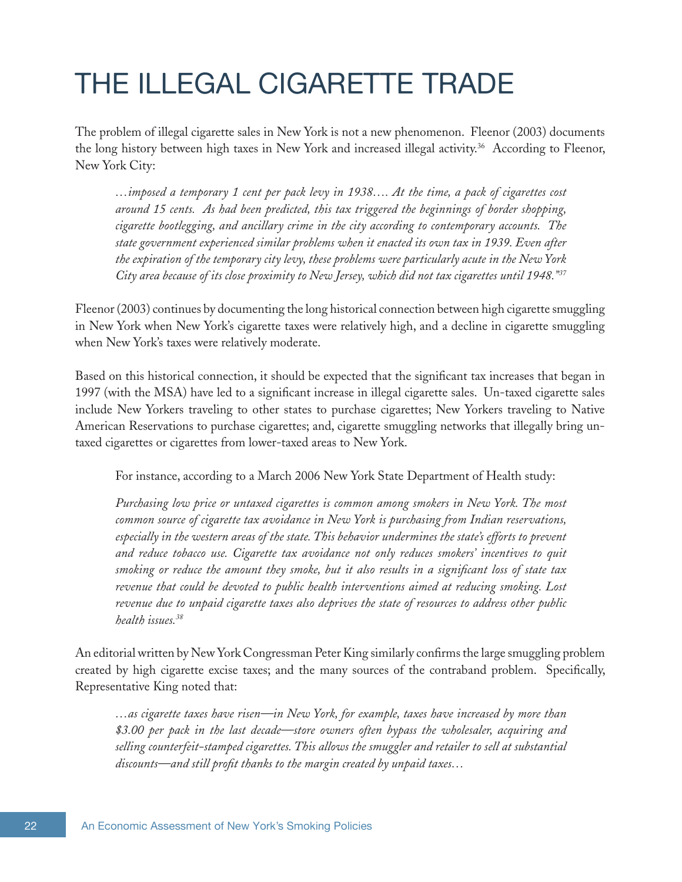# THE ILLEGAL CIGARETTE TRADE

The problem of illegal cigarette sales in New York is not a new phenomenon. Fleenor (2003) documents the long history between high taxes in New York and increased illegal activity.[36] According to Fleenor, New York City:

> *…imposed a temporary 1 cent per pack levy in 1938…. At the time, a pack of cigarettes cost around 15 cents. As had been predicted, this tax triggered the beginnings of border shopping, cigarette bootlegging, and ancillary crime in the city according to contemporary accounts. The state government experienced similar problems when it enacted its own tax in 1939. Even after the expiration of the temporary city levy, these problems were particularly acute in the New York City area because of its close proximity to New Jersey, which did not tax cigarettes until 1948."*[37]

Fleenor (2003) continues by documenting the long historical connection between high cigarette smuggling in New York when New York's cigarette taxes were relatively high, and a decline in cigarette smuggling when New York's taxes were relatively moderate.

Based on this historical connection, it should be expected that the significant tax increases that began in 1997 (with the MSA) have led to a significant increase in illegal cigarette sales. Un-taxed cigarette sales include New Yorkers traveling to other states to purchase cigarettes; New Yorkers traveling to Native American Reservations to purchase cigarettes; and, cigarette smuggling networks that illegally bring un-taxed cigarettes or cigarettes from lower-taxed areas to New York.

For instance, according to a March 2006 New York State Department of Health study:

> *Purchasing low price or untaxed cigarettes is common among smokers in New York. The most common source of cigarette tax avoidance in New York is purchasing from Indian reservations, especially in the western areas of the state. This behavior undermines the state's efforts to prevent and reduce tobacco use. Cigarette tax avoidance not only reduces smokers' incentives to quit smoking or reduce the amount they smoke, but it also results in a significant loss of state tax revenue that could be devoted to public health interventions aimed at reducing smoking. Lost revenue due to unpaid cigarette taxes also deprives the state of resources to address other public health issues.*[38]

An editorial written by New York Congressman Peter King similarly confirms the large smuggling problem created by high cigarette excise taxes; and the many sources of the contraband problem. Specifically, Representative King noted that:

> *…as cigarette taxes have risen—in New York, for example, taxes have increased by more than $3.00 per pack in the last decade—store owners often bypass the wholesaler, acquiring and selling counterfeit-stamped cigarettes. This allows the smuggler and retailer to sell at substantial discounts—and still profit thanks to the margin created by unpaid taxes…*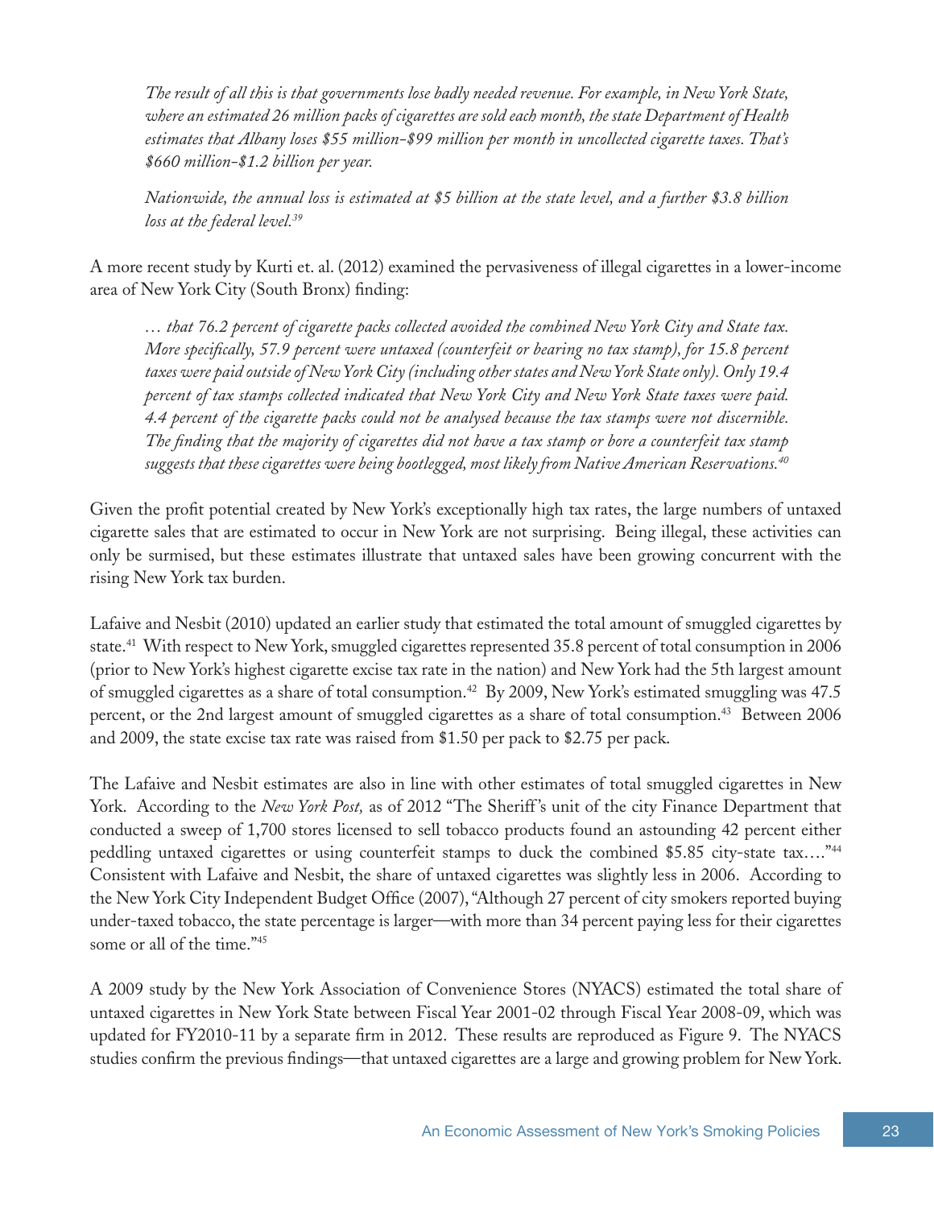*The result of all this is that governments lose badly needed revenue. For example, in New York State, where an estimated 26 million packs of cigarettes are sold each month, the state Department of Health estimates that Albany loses $55 million-$99 million per month in uncollected cigarette taxes. That's $660 million-$1.2 billion per year.*

*Nationwide, the annual loss is estimated at $5 billion at the state level, and a further $3.8 billion loss at the federal level.*[39]

A more recent study by Kurti et. al. (2012) examined the pervasiveness of illegal cigarettes in a lower-income area of New York City (South Bronx) finding:

*… that 76.2 percent of cigarette packs collected avoided the combined New York City and State tax. More specifically, 57.9 percent were untaxed (counterfeit or bearing no tax stamp), for 15.8 percent taxes were paid outside of New York City (including other states and New York State only). Only 19.4 percent of tax stamps collected indicated that New York City and New York State taxes were paid. 4.4 percent of the cigarette packs could not be analysed because the tax stamps were not discernible. The finding that the majority of cigarettes did not have a tax stamp or bore a counterfeit tax stamp suggests that these cigarettes were being bootlegged, most likely from Native American Reservations.*[40]

Given the profit potential created by New York's exceptionally high tax rates, the large numbers of untaxed cigarette sales that are estimated to occur in New York are not surprising. Being illegal, these activities can only be surmised, but these estimates illustrate that untaxed sales have been growing concurrent with the rising New York tax burden.

Lafaive and Nesbit (2010) updated an earlier study that estimated the total amount of smuggled cigarettes by state.[41] With respect to New York, smuggled cigarettes represented 35.8 percent of total consumption in 2006 (prior to New York's highest cigarette excise tax rate in the nation) and New York had the 5th largest amount of smuggled cigarettes as a share of total consumption.[42] By 2009, New York's estimated smuggling was 47.5 percent, or the 2nd largest amount of smuggled cigarettes as a share of total consumption.[43] Between 2006 and 2009, the state excise tax rate was raised from $1.50 per pack to $2.75 per pack.

The Lafaive and Nesbit estimates are also in line with other estimates of total smuggled cigarettes in New York. According to the *New York Post,* as of 2012 "The Sheriff's unit of the city Finance Department that conducted a sweep of 1,700 stores licensed to sell tobacco products found an astounding 42 percent either peddling untaxed cigarettes or using counterfeit stamps to duck the combined $5.85 city-state tax…."[44] Consistent with Lafaive and Nesbit, the share of untaxed cigarettes was slightly less in 2006. According to the New York City Independent Budget Office (2007), "Although 27 percent of city smokers reported buying under-taxed tobacco, the state percentage is larger—with more than 34 percent paying less for their cigarettes some or all of the time."[45]

A 2009 study by the New York Association of Convenience Stores (NYACS) estimated the total share of untaxed cigarettes in New York State between Fiscal Year 2001-02 through Fiscal Year 2008-09, which was updated for FY2010-11 by a separate firm in 2012. These results are reproduced as Figure 9. The NYACS studies confirm the previous findings—that untaxed cigarettes are a large and growing problem for New York.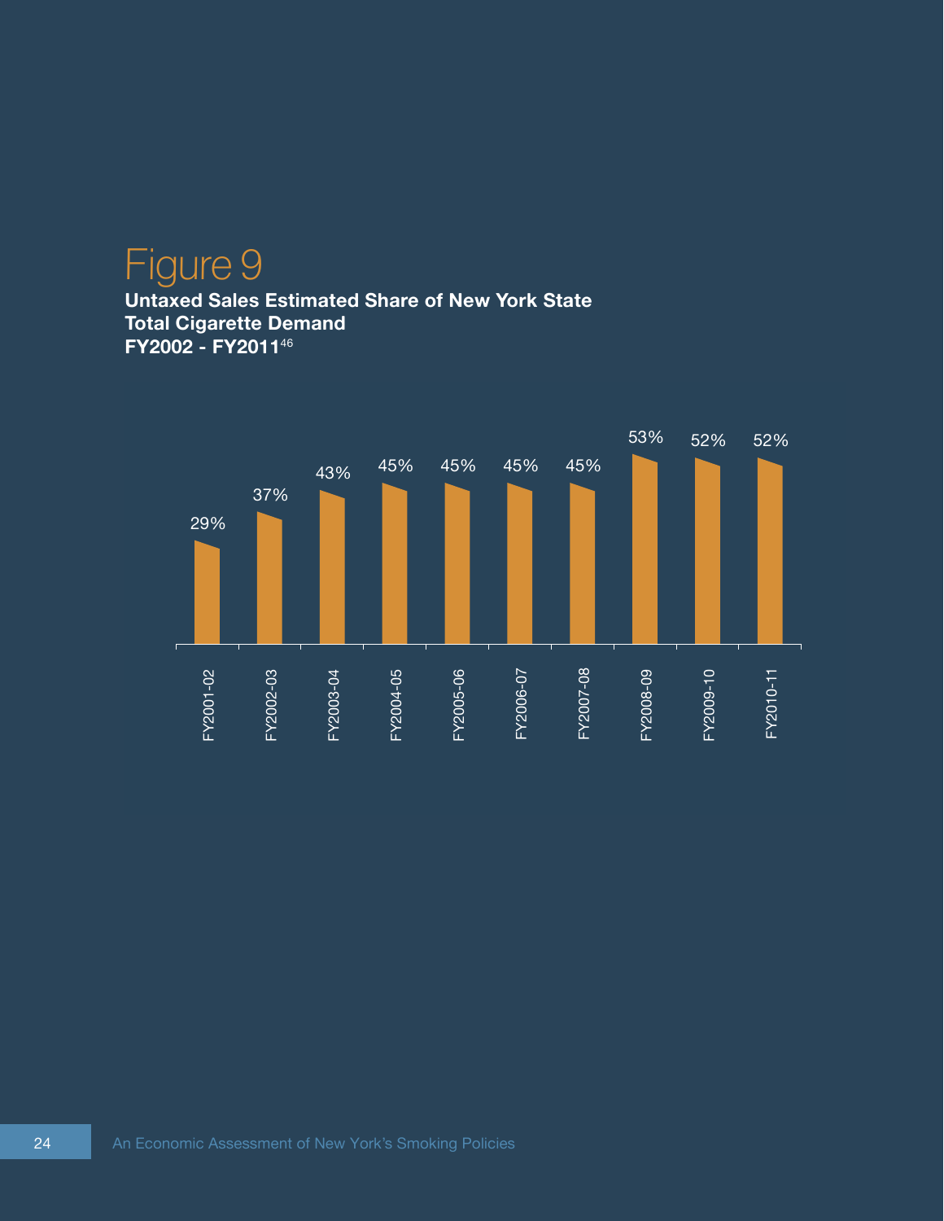# Figure 9

**Untaxed Sales Estimated Share of New York State Total Cigarette Demand**
**FY2002 - FY2011**[46]

| Fiscal Year | Untaxed Sales Share |
| --- | --- |
| FY2001-02 | 29% |
| FY2002-03 | 37% |
| FY2003-04 | 43% |
| FY2004-05 | 45% |
| FY2005-06 | 45% |
| FY2006-07 | 45% |
| FY2007-08 | 45% |
| FY2008-09 | 53% |
| FY2009-10 | 52% |
| FY2010-11 | 52% |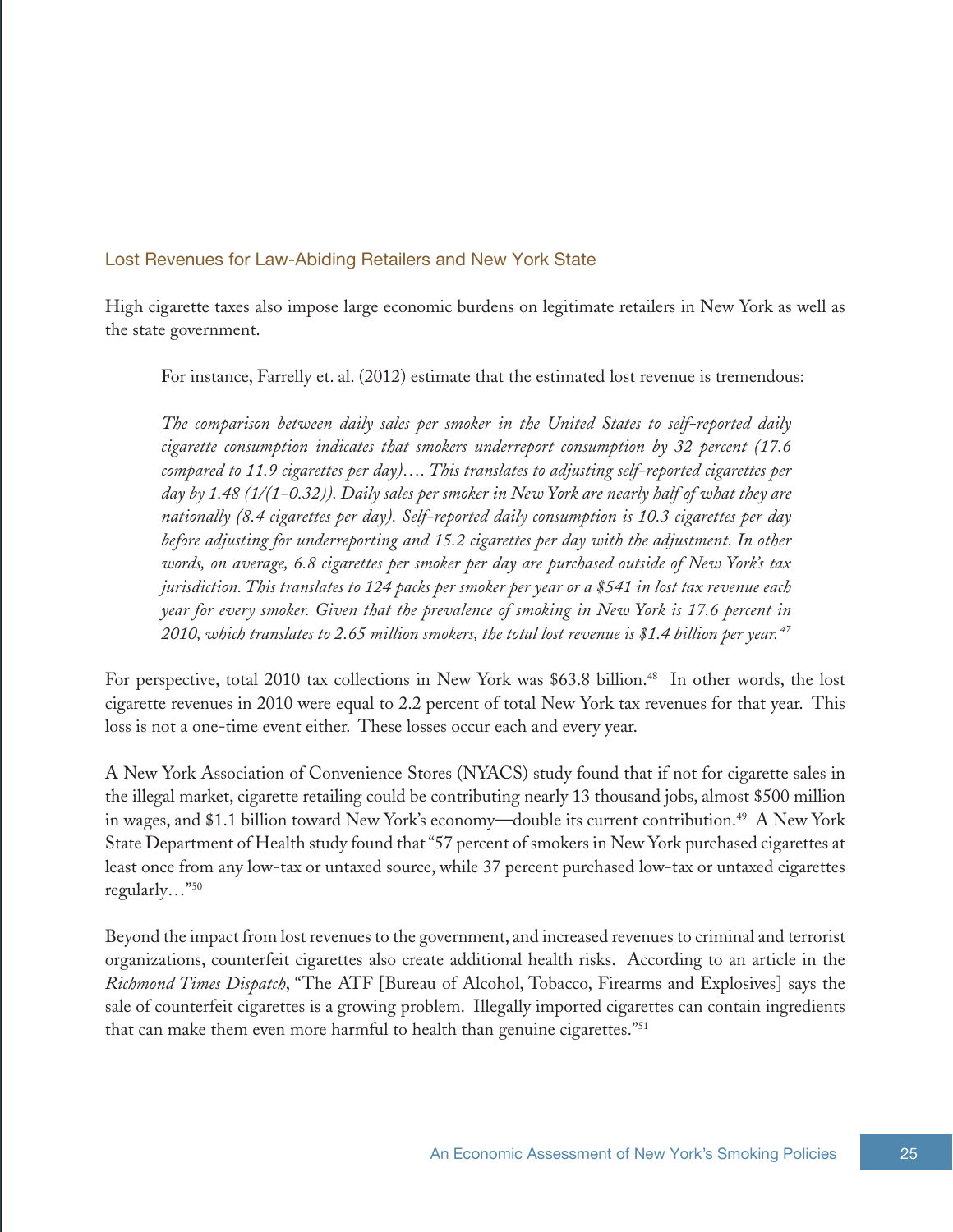## Lost Revenues for Law-Abiding Retailers and New York State

High cigarette taxes also impose large economic burdens on legitimate retailers in New York as well as the state government.

> For instance, Farrelly et. al. (2012) estimate that the estimated lost revenue is tremendous:
>
> *The comparison between daily sales per smoker in the United States to self-reported daily cigarette consumption indicates that smokers underreport consumption by 32 percent (17.6 compared to 11.9 cigarettes per day)…. This translates to adjusting self-reported cigarettes per day by 1.48 (1/(1–0.32)). Daily sales per smoker in New York are nearly half of what they are nationally (8.4 cigarettes per day). Self-reported daily consumption is 10.3 cigarettes per day before adjusting for underreporting and 15.2 cigarettes per day with the adjustment. In other words, on average, 6.8 cigarettes per smoker per day are purchased outside of New York's tax jurisdiction. This translates to 124 packs per smoker per year or a $541 in lost tax revenue each year for every smoker. Given that the prevalence of smoking in New York is 17.6 percent in 2010, which translates to 2.65 million smokers, the total lost revenue is $1.4 billion per year.*[47]

For perspective, total 2010 tax collections in New York was $63.8 billion.[48] In other words, the lost cigarette revenues in 2010 were equal to 2.2 percent of total New York tax revenues for that year. This loss is not a one-time event either. These losses occur each and every year.

A New York Association of Convenience Stores (NYACS) study found that if not for cigarette sales in the illegal market, cigarette retailing could be contributing nearly 13 thousand jobs, almost $500 million in wages, and $1.1 billion toward New York's economy—double its current contribution.[49] A New York State Department of Health study found that "57 percent of smokers in New York purchased cigarettes at least once from any low-tax or untaxed source, while 37 percent purchased low-tax or untaxed cigarettes regularly…"[50]

Beyond the impact from lost revenues to the government, and increased revenues to criminal and terrorist organizations, counterfeit cigarettes also create additional health risks. According to an article in the *Richmond Times Dispatch*, "The ATF [Bureau of Alcohol, Tobacco, Firearms and Explosives] says the sale of counterfeit cigarettes is a growing problem. Illegally imported cigarettes can contain ingredients that can make them even more harmful to health than genuine cigarettes."[51]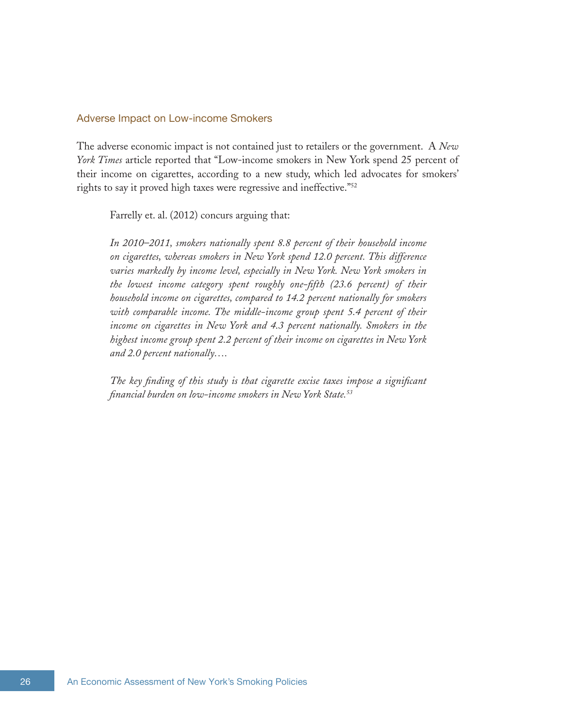## Adverse Impact on Low-income Smokers

The adverse economic impact is not contained just to retailers or the government. A *New York Times* article reported that "Low-income smokers in New York spend 25 percent of their income on cigarettes, according to a new study, which led advocates for smokers' rights to say it proved high taxes were regressive and ineffective."[52]

> Farrelly et. al. (2012) concurs arguing that:
>
> *In 2010–2011, smokers nationally spent 8.8 percent of their household income on cigarettes, whereas smokers in New York spend 12.0 percent. This difference varies markedly by income level, especially in New York. New York smokers in the lowest income category spent roughly one-fifth (23.6 percent) of their household income on cigarettes, compared to 14.2 percent nationally for smokers with comparable income. The middle-income group spent 5.4 percent of their income on cigarettes in New York and 4.3 percent nationally. Smokers in the highest income group spent 2.2 percent of their income on cigarettes in New York and 2.0 percent nationally….*
>
> *The key finding of this study is that cigarette excise taxes impose a significant financial burden on low-income smokers in New York State.*[53]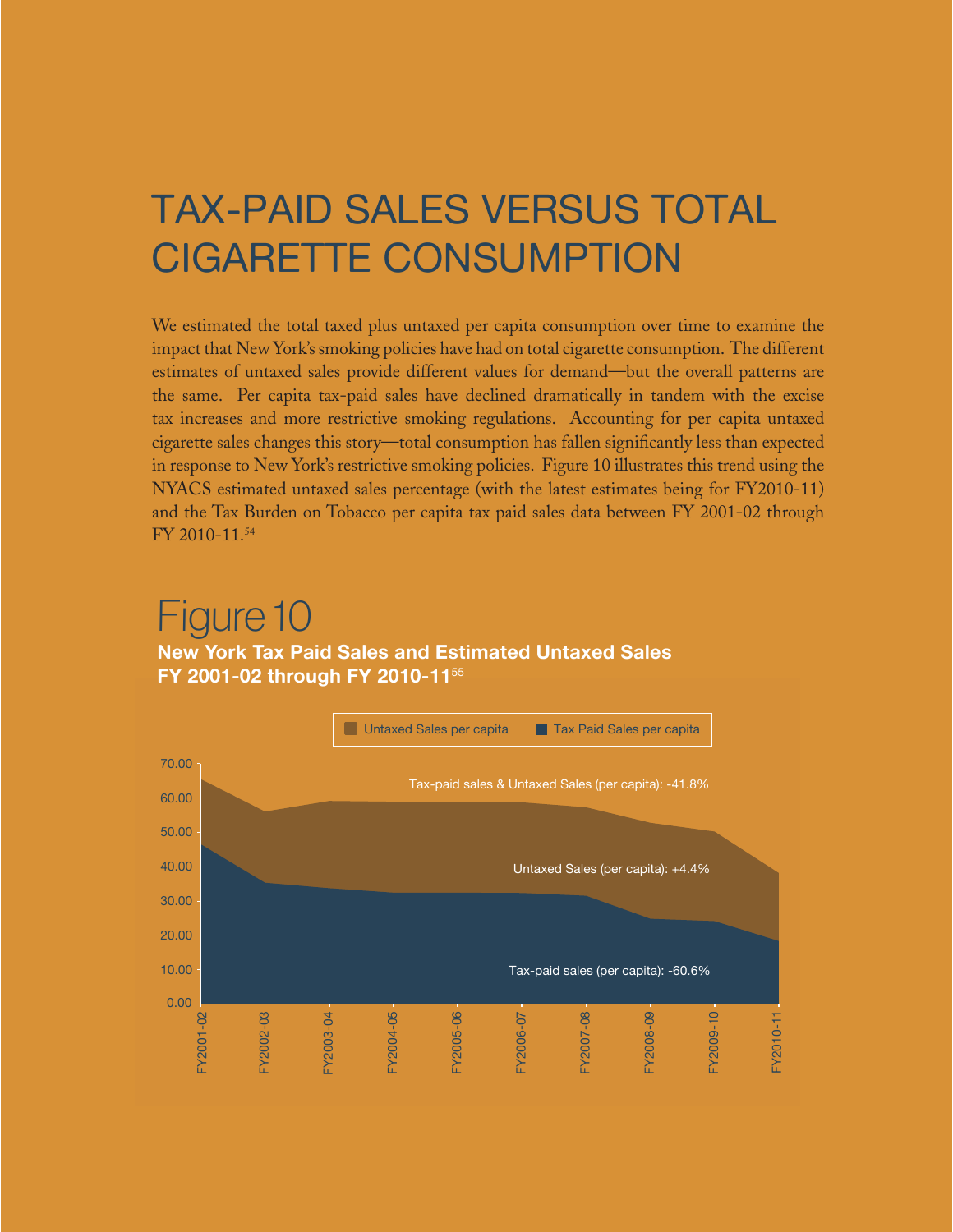# TAX-PAID SALES VERSUS TOTAL CIGARETTE CONSUMPTION

We estimated the total taxed plus untaxed per capita consumption over time to examine the impact that New York's smoking policies have had on total cigarette consumption. The different estimates of untaxed sales provide different values for demand—but the overall patterns are the same. Per capita tax-paid sales have declined dramatically in tandem with the excise tax increases and more restrictive smoking regulations. Accounting for per capita untaxed cigarette sales changes this story—total consumption has fallen significantly less than expected in response to New York's restrictive smoking policies. Figure 10 illustrates this trend using the NYACS estimated untaxed sales percentage (with the latest estimates being for FY2010-11) and the Tax Burden on Tobacco per capita tax paid sales data between FY 2001-02 through FY 2010-11.[54]

## Figure 10

**New York Tax Paid Sales and Estimated Untaxed Sales FY 2001-02 through FY 2010-11**[55]

Untaxed Sales per capita | Tax Paid Sales per capita

Tax-paid sales & Untaxed Sales (per capita): -41.8%

Untaxed Sales (per capita): +4.4%

Tax-paid sales (per capita): -60.6%

FY2001-02, FY2002-03, FY2003-04, FY2004-05, FY2005-06, FY2006-07, FY2007-08, FY2008-09, FY2009-10, FY2010-11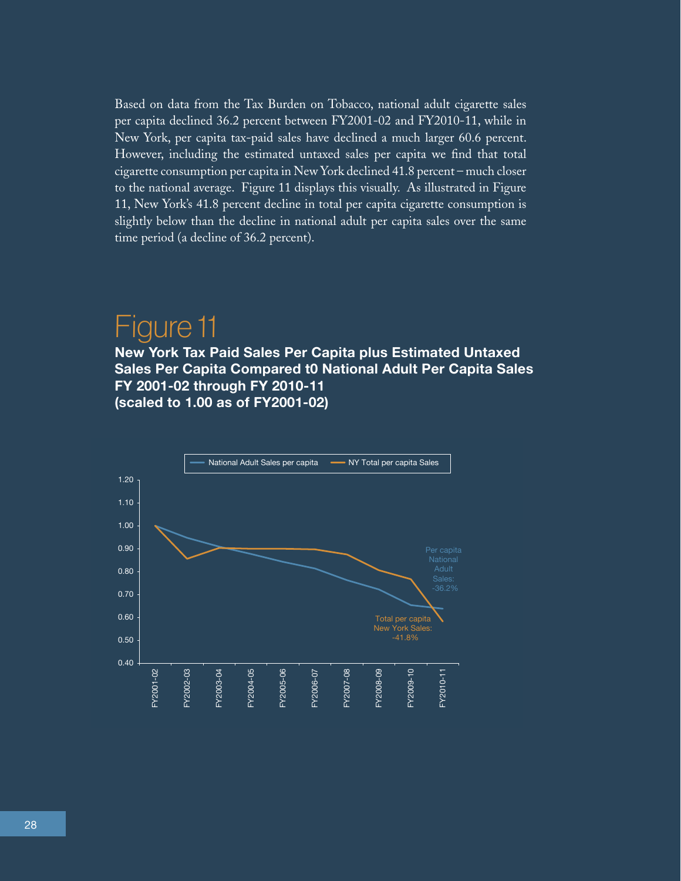Based on data from the Tax Burden on Tobacco, national adult cigarette sales per capita declined 36.2 percent between FY2001-02 and FY2010-11, while in New York, per capita tax-paid sales have declined a much larger 60.6 percent. However, including the estimated untaxed sales per capita we find that total cigarette consumption per capita in New York declined 41.8 percent – much closer to the national average. Figure 11 displays this visually. As illustrated in Figure 11, New York's 41.8 percent decline in total per capita cigarette consumption is slightly below than the decline in national adult per capita sales over the same time period (a decline of 36.2 percent).

# Figure 11

**New York Tax Paid Sales Per Capita plus Estimated Untaxed Sales Per Capita Compared t0 National Adult Per Capita Sales FY 2001-02 through FY 2010-11 (scaled to 1.00 as of FY2001-02)**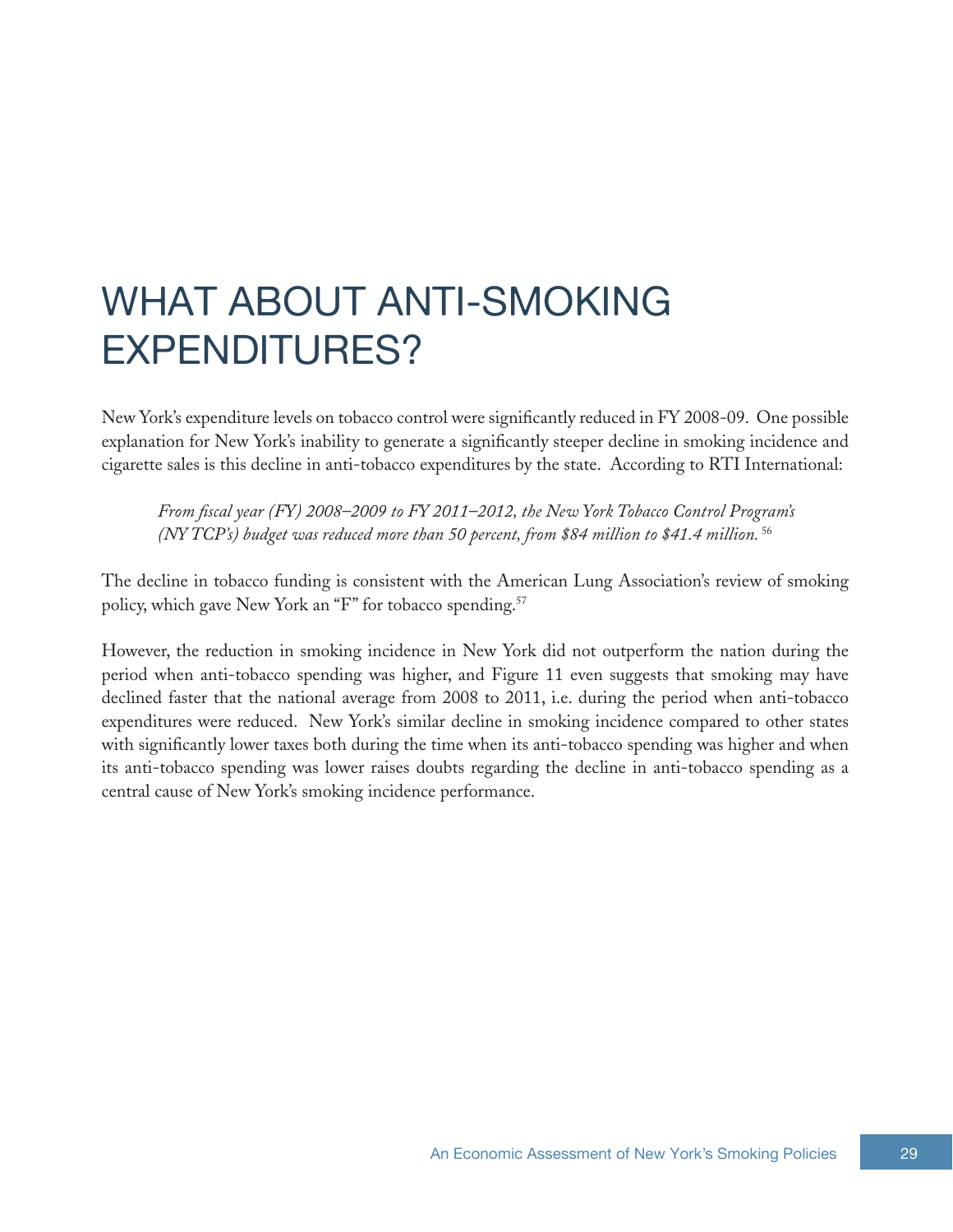# WHAT ABOUT ANTI-SMOKING EXPENDITURES?

New York's expenditure levels on tobacco control were significantly reduced in FY 2008-09. One possible explanation for New York's inability to generate a significantly steeper decline in smoking incidence and cigarette sales is this decline in anti-tobacco expenditures by the state. According to RTI International:

> *From fiscal year (FY) 2008–2009 to FY 2011–2012, the New York Tobacco Control Program's (NY TCP's) budget was reduced more than 50 percent, from $84 million to $41.4 million.* [56]

The decline in tobacco funding is consistent with the American Lung Association's review of smoking policy, which gave New York an "F" for tobacco spending.[57]

However, the reduction in smoking incidence in New York did not outperform the nation during the period when anti-tobacco spending was higher, and Figure 11 even suggests that smoking may have declined faster that the national average from 2008 to 2011, i.e. during the period when anti-tobacco expenditures were reduced. New York's similar decline in smoking incidence compared to other states with significantly lower taxes both during the time when its anti-tobacco spending was higher and when its anti-tobacco spending was lower raises doubts regarding the decline in anti-tobacco spending as a central cause of New York's smoking incidence performance.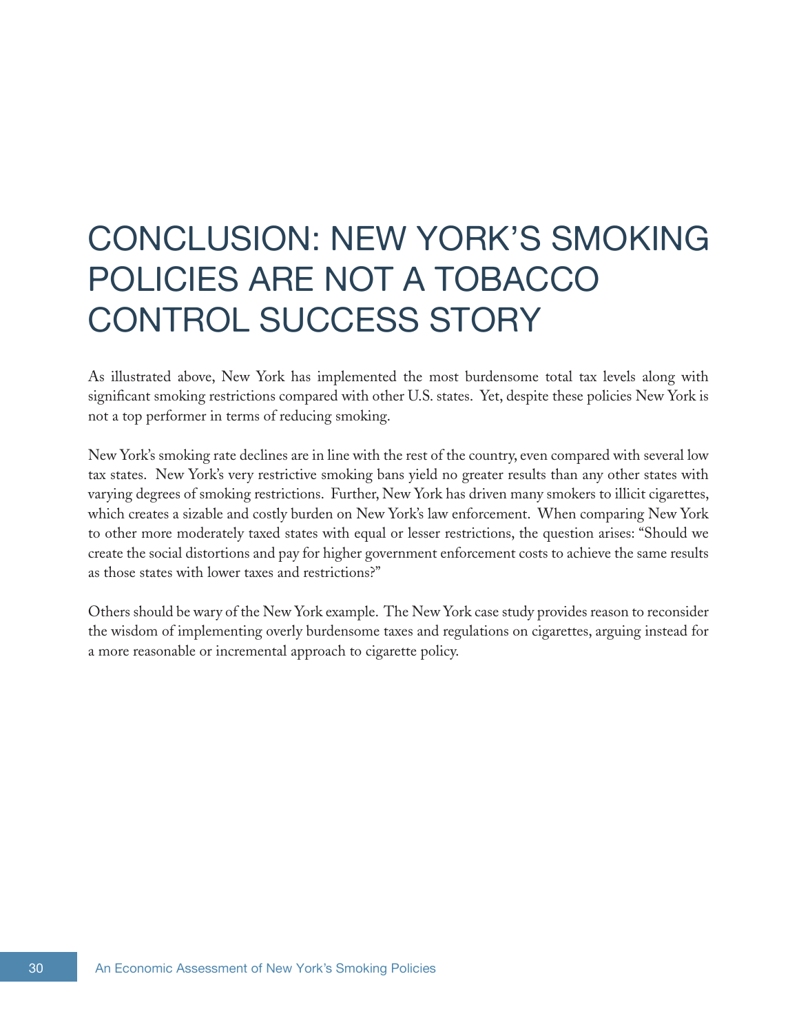# CONCLUSION: NEW YORK'S SMOKING POLICIES ARE NOT A TOBACCO CONTROL SUCCESS STORY

As illustrated above, New York has implemented the most burdensome total tax levels along with significant smoking restrictions compared with other U.S. states. Yet, despite these policies New York is not a top performer in terms of reducing smoking.

New York's smoking rate declines are in line with the rest of the country, even compared with several low tax states. New York's very restrictive smoking bans yield no greater results than any other states with varying degrees of smoking restrictions. Further, New York has driven many smokers to illicit cigarettes, which creates a sizable and costly burden on New York's law enforcement. When comparing New York to other more moderately taxed states with equal or lesser restrictions, the question arises: "Should we create the social distortions and pay for higher government enforcement costs to achieve the same results as those states with lower taxes and restrictions?"

Others should be wary of the New York example. The New York case study provides reason to reconsider the wisdom of implementing overly burdensome taxes and regulations on cigarettes, arguing instead for a more reasonable or incremental approach to cigarette policy.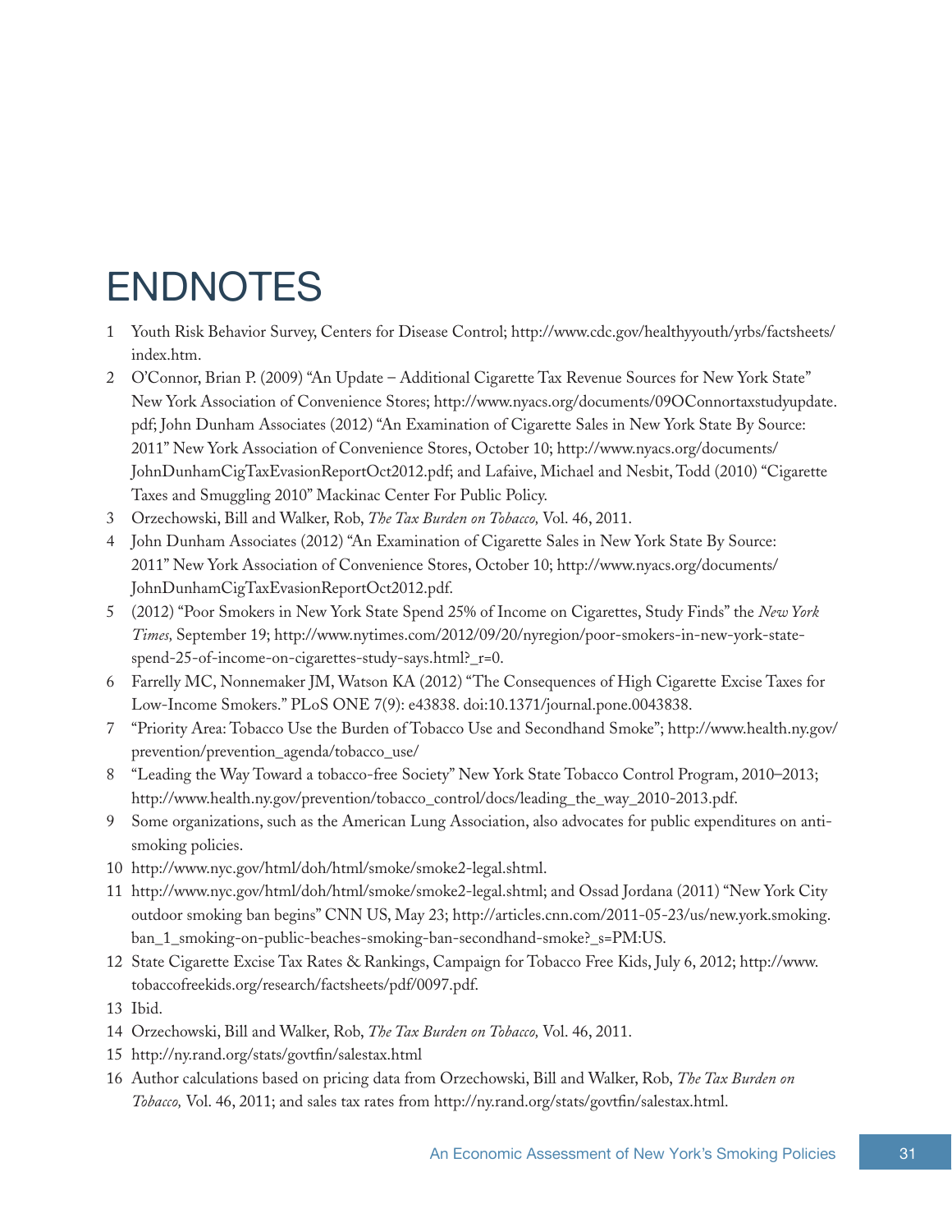# ENDNOTES

1 Youth Risk Behavior Survey, Centers for Disease Control; http://www.cdc.gov/healthyyouth/yrbs/factsheets/index.htm.

2 O'Connor, Brian P. (2009) "An Update – Additional Cigarette Tax Revenue Sources for New York State" New York Association of Convenience Stores; http://www.nyacs.org/documents/09OConnortaxstudyupdate.pdf; John Dunham Associates (2012) "An Examination of Cigarette Sales in New York State By Source: 2011" New York Association of Convenience Stores, October 10; http://www.nyacs.org/documents/JohnDunhamCigTaxEvasionReportOct2012.pdf; and Lafaive, Michael and Nesbit, Todd (2010) "Cigarette Taxes and Smuggling 2010" Mackinac Center For Public Policy.

3 Orzechowski, Bill and Walker, Rob, *The Tax Burden on Tobacco,* Vol. 46, 2011.

4 John Dunham Associates (2012) "An Examination of Cigarette Sales in New York State By Source: 2011" New York Association of Convenience Stores, October 10; http://www.nyacs.org/documents/JohnDunhamCigTaxEvasionReportOct2012.pdf.

5 (2012) "Poor Smokers in New York State Spend 25% of Income on Cigarettes, Study Finds" the *New York Times,* September 19; http://www.nytimes.com/2012/09/20/nyregion/poor-smokers-in-new-york-state-spend-25-of-income-on-cigarettes-study-says.html?_r=0.

6 Farrelly MC, Nonnemaker JM, Watson KA (2012) "The Consequences of High Cigarette Excise Taxes for Low-Income Smokers." PLoS ONE 7(9): e43838. doi:10.1371/journal.pone.0043838.

7 "Priority Area: Tobacco Use the Burden of Tobacco Use and Secondhand Smoke"; http://www.health.ny.gov/prevention/prevention_agenda/tobacco_use/

8 "Leading the Way Toward a tobacco-free Society" New York State Tobacco Control Program, 2010–2013; http://www.health.ny.gov/prevention/tobacco_control/docs/leading_the_way_2010-2013.pdf.

9 Some organizations, such as the American Lung Association, also advocates for public expenditures on anti-smoking policies.

10 http://www.nyc.gov/html/doh/html/smoke/smoke2-legal.shtml.

11 http://www.nyc.gov/html/doh/html/smoke/smoke2-legal.shtml; and Ossad Jordana (2011) "New York City outdoor smoking ban begins" CNN US, May 23; http://articles.cnn.com/2011-05-23/us/new.york.smoking.ban_1_smoking-on-public-beaches-smoking-ban-secondhand-smoke?_s=PM:US.

12 State Cigarette Excise Tax Rates & Rankings, Campaign for Tobacco Free Kids, July 6, 2012; http://www.tobaccofreekids.org/research/factsheets/pdf/0097.pdf.

13 Ibid.

14 Orzechowski, Bill and Walker, Rob, *The Tax Burden on Tobacco,* Vol. 46, 2011.

15 http://ny.rand.org/stats/govtfin/salestax.html

16 Author calculations based on pricing data from Orzechowski, Bill and Walker, Rob, *The Tax Burden on Tobacco,* Vol. 46, 2011; and sales tax rates from http://ny.rand.org/stats/govtfin/salestax.html.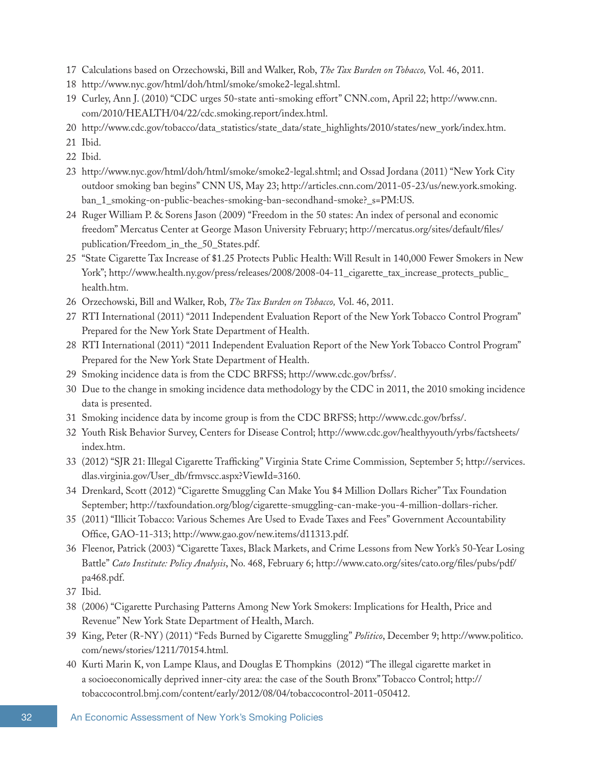17 Calculations based on Orzechowski, Bill and Walker, Rob, *The Tax Burden on Tobacco,* Vol. 46, 2011.

18 http://www.nyc.gov/html/doh/html/smoke/smoke2-legal.shtml.

19 Curley, Ann J. (2010) "CDC urges 50-state anti-smoking effort" CNN.com, April 22; http://www.cnn.com/2010/HEALTH/04/22/cdc.smoking.report/index.html.

20 http://www.cdc.gov/tobacco/data_statistics/state_data/state_highlights/2010/states/new_york/index.htm.

21 Ibid.

22 Ibid.

23 http://www.nyc.gov/html/doh/html/smoke/smoke2-legal.shtml; and Ossad Jordana (2011) "New York City outdoor smoking ban begins" CNN US, May 23; http://articles.cnn.com/2011-05-23/us/new.york.smoking.ban_1_smoking-on-public-beaches-smoking-ban-secondhand-smoke?_s=PM:US.

24 Ruger William P. & Sorens Jason (2009) "Freedom in the 50 states: An index of personal and economic freedom" Mercatus Center at George Mason University February; http://mercatus.org/sites/default/files/publication/Freedom_in_the_50_States.pdf.

25 "State Cigarette Tax Increase of $1.25 Protects Public Health: Will Result in 140,000 Fewer Smokers in New York"; http://www.health.ny.gov/press/releases/2008/2008-04-11_cigarette_tax_increase_protects_public_health.htm.

26 Orzechowski, Bill and Walker, Rob, *The Tax Burden on Tobacco,* Vol. 46, 2011.

27 RTI International (2011) "2011 Independent Evaluation Report of the New York Tobacco Control Program" Prepared for the New York State Department of Health.

28 RTI International (2011) "2011 Independent Evaluation Report of the New York Tobacco Control Program" Prepared for the New York State Department of Health.

29 Smoking incidence data is from the CDC BRFSS; http://www.cdc.gov/brfss/.

30 Due to the change in smoking incidence data methodology by the CDC in 2011, the 2010 smoking incidence data is presented.

31 Smoking incidence data by income group is from the CDC BRFSS; http://www.cdc.gov/brfss/.

32 Youth Risk Behavior Survey, Centers for Disease Control; http://www.cdc.gov/healthyyouth/yrbs/factsheets/index.htm.

33 (2012) "SJR 21: Illegal Cigarette Trafficking" Virginia State Crime Commission*,* September 5; http://services.dlas.virginia.gov/User_db/frmvscc.aspx?ViewId=3160.

34 Drenkard, Scott (2012) "Cigarette Smuggling Can Make You $4 Million Dollars Richer" Tax Foundation September; http://taxfoundation.org/blog/cigarette-smuggling-can-make-you-4-million-dollars-richer.

35 (2011) "Illicit Tobacco: Various Schemes Are Used to Evade Taxes and Fees" Government Accountability Office, GAO-11-313; http://www.gao.gov/new.items/d11313.pdf.

36 Fleenor, Patrick (2003) "Cigarette Taxes, Black Markets, and Crime Lessons from New York's 50-Year Losing Battle" *Cato Institute: Policy Analysis*, No. 468, February 6; http://www.cato.org/sites/cato.org/files/pubs/pdf/pa468.pdf.

37 Ibid.

38 (2006) "Cigarette Purchasing Patterns Among New York Smokers: Implications for Health, Price and Revenue" New York State Department of Health, March.

39 King, Peter (R-NY) (2011) "Feds Burned by Cigarette Smuggling" *Politico*, December 9; http://www.politico.com/news/stories/1211/70154.html.

40 Kurti Marin K, von Lampe Klaus, and Douglas E Thompkins (2012) "The illegal cigarette market in a socioeconomically deprived inner-city area: the case of the South Bronx" Tobacco Control; http://tobaccocontrol.bmj.com/content/early/2012/08/04/tobaccocontrol-2011-050412.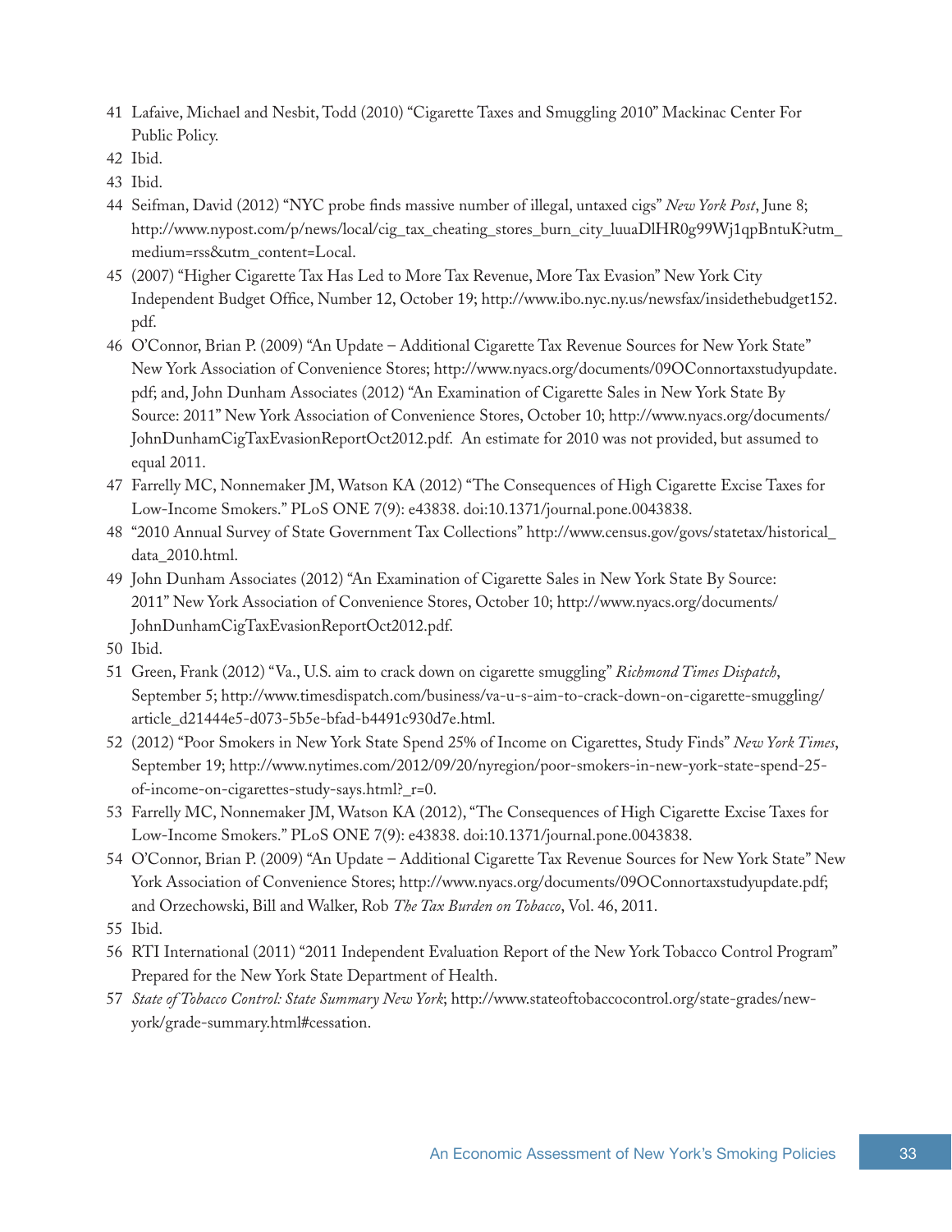41 Lafaive, Michael and Nesbit, Todd (2010) "Cigarette Taxes and Smuggling 2010" Mackinac Center For Public Policy.

42 Ibid.

43 Ibid.

44 Seifman, David (2012) "NYC probe finds massive number of illegal, untaxed cigs" *New York Post*, June 8; http://www.nypost.com/p/news/local/cig_tax_cheating_stores_burn_city_luuaDlHR0g99Wj1qpBntuK?utm_medium=rss&utm_content=Local.

45 (2007) "Higher Cigarette Tax Has Led to More Tax Revenue, More Tax Evasion" New York City Independent Budget Office, Number 12, October 19; http://www.ibo.nyc.ny.us/newsfax/insidethebudget152.pdf.

46 O'Connor, Brian P. (2009) "An Update – Additional Cigarette Tax Revenue Sources for New York State" New York Association of Convenience Stores; http://www.nyacs.org/documents/09OConnortaxstudyupdate.pdf; and, John Dunham Associates (2012) "An Examination of Cigarette Sales in New York State By Source: 2011" New York Association of Convenience Stores, October 10; http://www.nyacs.org/documents/JohnDunhamCigTaxEvasionReportOct2012.pdf. An estimate for 2010 was not provided, but assumed to equal 2011.

47 Farrelly MC, Nonnemaker JM, Watson KA (2012) "The Consequences of High Cigarette Excise Taxes for Low-Income Smokers." PLoS ONE 7(9): e43838. doi:10.1371/journal.pone.0043838.

48 "2010 Annual Survey of State Government Tax Collections" http://www.census.gov/govs/statetax/historical_data_2010.html.

49 John Dunham Associates (2012) "An Examination of Cigarette Sales in New York State By Source: 2011" New York Association of Convenience Stores, October 10; http://www.nyacs.org/documents/JohnDunhamCigTaxEvasionReportOct2012.pdf.

50 Ibid.

51 Green, Frank (2012) "Va., U.S. aim to crack down on cigarette smuggling" *Richmond Times Dispatch*, September 5; http://www.timesdispatch.com/business/va-u-s-aim-to-crack-down-on-cigarette-smuggling/article_d21444e5-d073-5b5e-bfad-b4491c930d7e.html.

52 (2012) "Poor Smokers in New York State Spend 25% of Income on Cigarettes, Study Finds" *New York Times*, September 19; http://www.nytimes.com/2012/09/20/nyregion/poor-smokers-in-new-york-state-spend-25-of-income-on-cigarettes-study-says.html?_r=0.

53 Farrelly MC, Nonnemaker JM, Watson KA (2012), "The Consequences of High Cigarette Excise Taxes for Low-Income Smokers." PLoS ONE 7(9): e43838. doi:10.1371/journal.pone.0043838.

54 O'Connor, Brian P. (2009) "An Update – Additional Cigarette Tax Revenue Sources for New York State" New York Association of Convenience Stores; http://www.nyacs.org/documents/09OConnortaxstudyupdate.pdf; and Orzechowski, Bill and Walker, Rob *The Tax Burden on Tobacco*, Vol. 46, 2011.

55 Ibid.

56 RTI International (2011) "2011 Independent Evaluation Report of the New York Tobacco Control Program" Prepared for the New York State Department of Health.

57 *State of Tobacco Control: State Summary New York*; http://www.stateoftobaccocontrol.org/state-grades/new-york/grade-summary.html#cessation.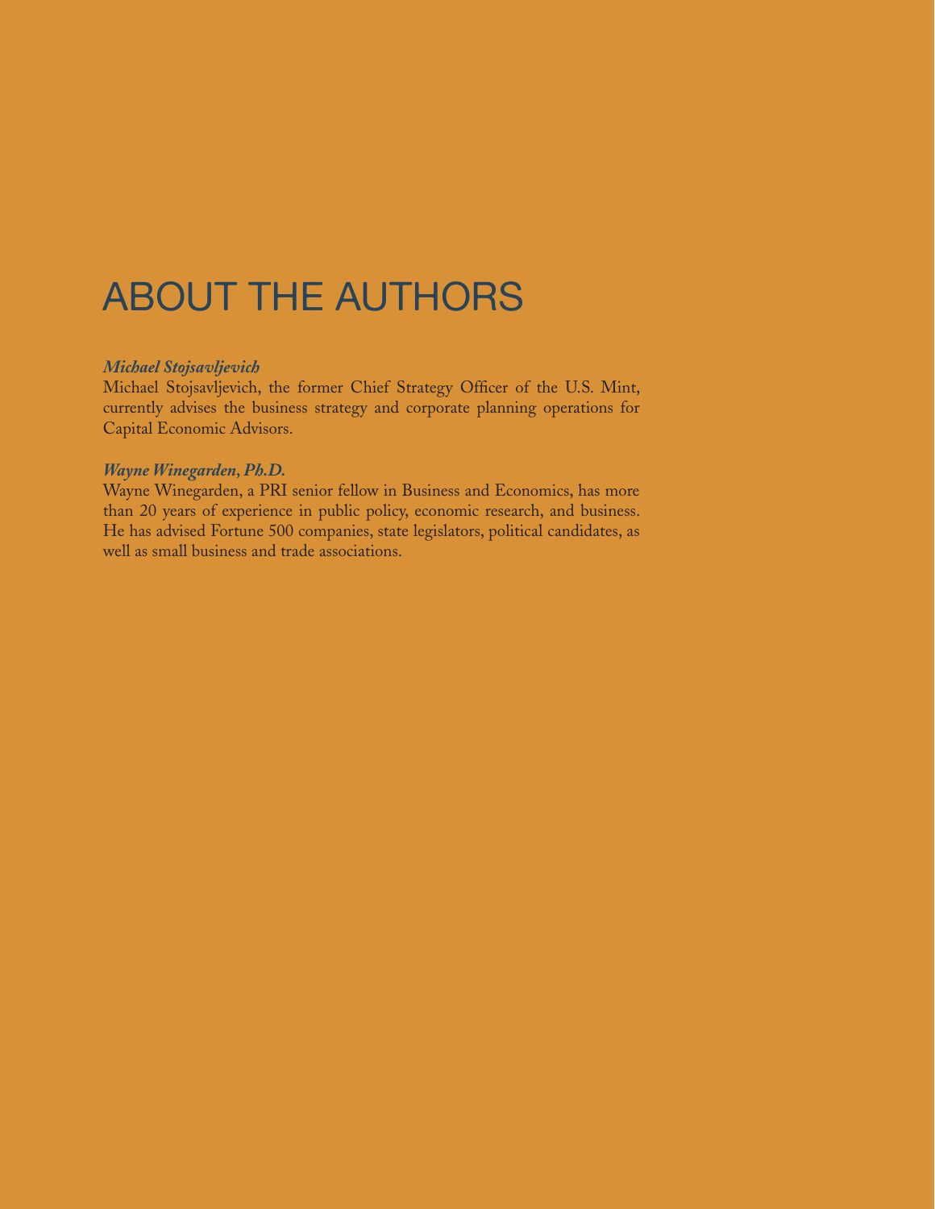# ABOUT THE AUTHORS

***Michael Stojsavljevich***

Michael Stojsavljevich, the former Chief Strategy Officer of the U.S. Mint, currently advises the business strategy and corporate planning operations for Capital Economic Advisors.

***Wayne Winegarden, Ph.D.***

Wayne Winegarden, a PRI senior fellow in Business and Economics, has more than 20 years of experience in public policy, economic research, and business. He has advised Fortune 500 companies, state legislators, political candidates, as well as small business and trade associations.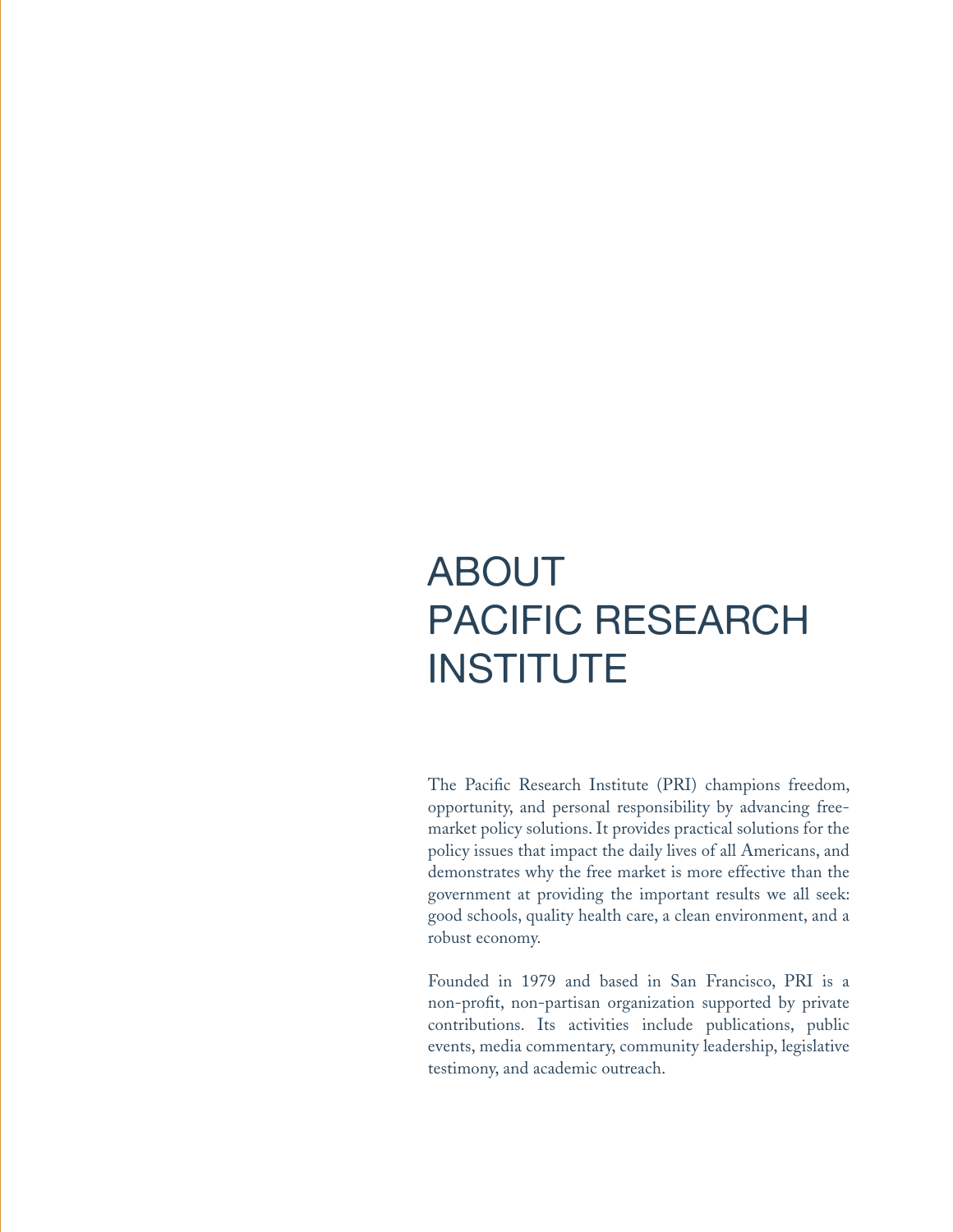# ABOUT PACIFIC RESEARCH INSTITUTE

The Pacific Research Institute (PRI) champions freedom, opportunity, and personal responsibility by advancing free-market policy solutions. It provides practical solutions for the policy issues that impact the daily lives of all Americans, and demonstrates why the free market is more effective than the government at providing the important results we all seek: good schools, quality health care, a clean environment, and a robust economy.

Founded in 1979 and based in San Francisco, PRI is a non-profit, non-partisan organization supported by private contributions. Its activities include publications, public events, media commentary, community leadership, legislative testimony, and academic outreach.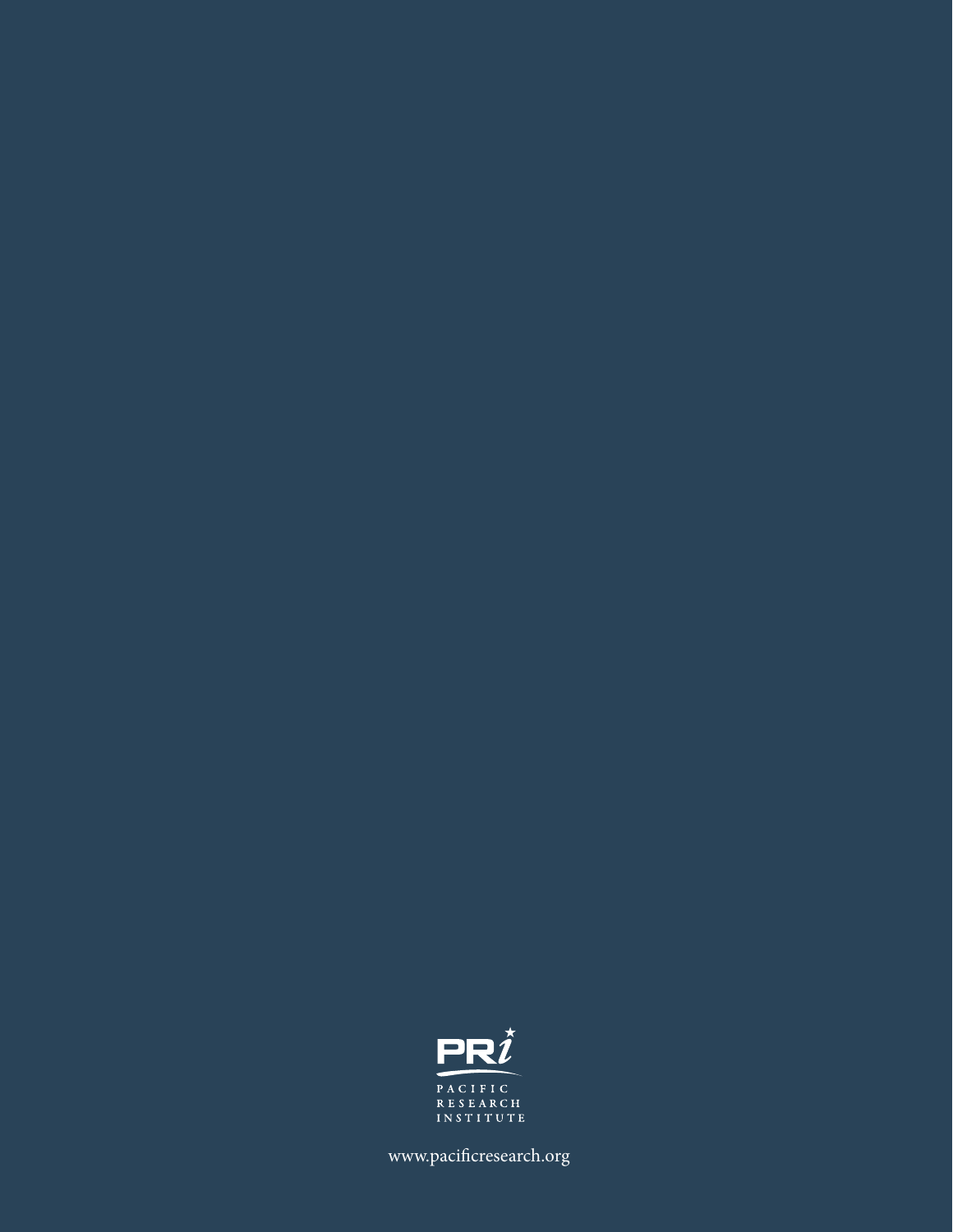PRi

PACIFIC
RESEARCH
INSTITUTE

www.pacificresearch.org